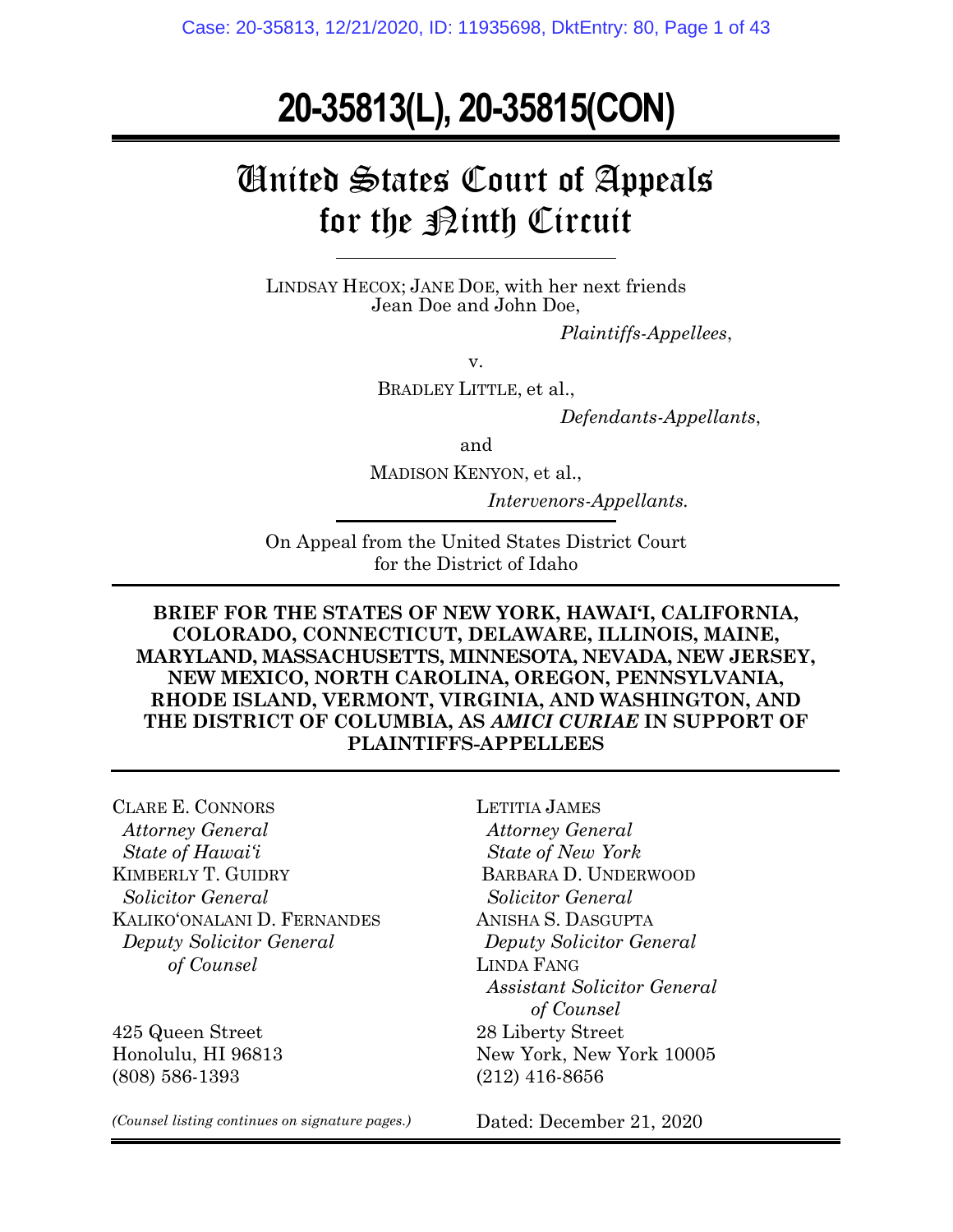# 20-35813(L), 20-35815(CON)

## United States Court of Appeals for the Ninth Circuit

LINDSAY HECOX; JANE DOE, with her next friends Jean Doe and John Doe,

*Plaintiffs-Appellees*,

v.

BRADLEY LITTLE, et al.,

*Defendants-Appellants*,

and

MADISON KENYON, et al.,

*Intervenors-Appellants.*

On Appeal from the United States District Court for the District of Idaho

**BRIEF FOR THE STATES OF NEW YORK, HAWAI'I, CALIFORNIA, COLORADO, CONNECTICUT, DELAWARE, ILLINOIS, MAINE, MARYLAND, MASSACHUSETTS, MINNESOTA, NEVADA, NEW JERSEY, NEW MEXICO, NORTH CAROLINA, OREGON, PENNSYLVANIA, RHODE ISLAND, VERMONT, VIRGINIA, AND WASHINGTON, AND THE DISTRICT OF COLUMBIA, AS *AMICI CURIAE* IN SUPPORT OF PLAINTIFFS-APPELLEES**

CLARE E. CONNORS
*Attorney General*
*State of Hawai'i*
KIMBERLY T. GUIDRY
*Solicitor General*
KALIKO'ONALANI D. FERNANDES
*Deputy Solicitor General*
*of Counsel*

425 Queen Street
Honolulu, HI 96813
(808) 586-1393

LETITIA JAMES
*Attorney General*
*State of New York*
BARBARA D. UNDERWOOD
*Solicitor General*
ANISHA S. DASGUPTA
*Deputy Solicitor General*
LINDA FANG
*Assistant Solicitor General*
*of Counsel*

28 Liberty Street
New York, New York 10005
(212) 416-8656

*(Counsel listing continues on signature pages.)*

Dated: December 21, 2020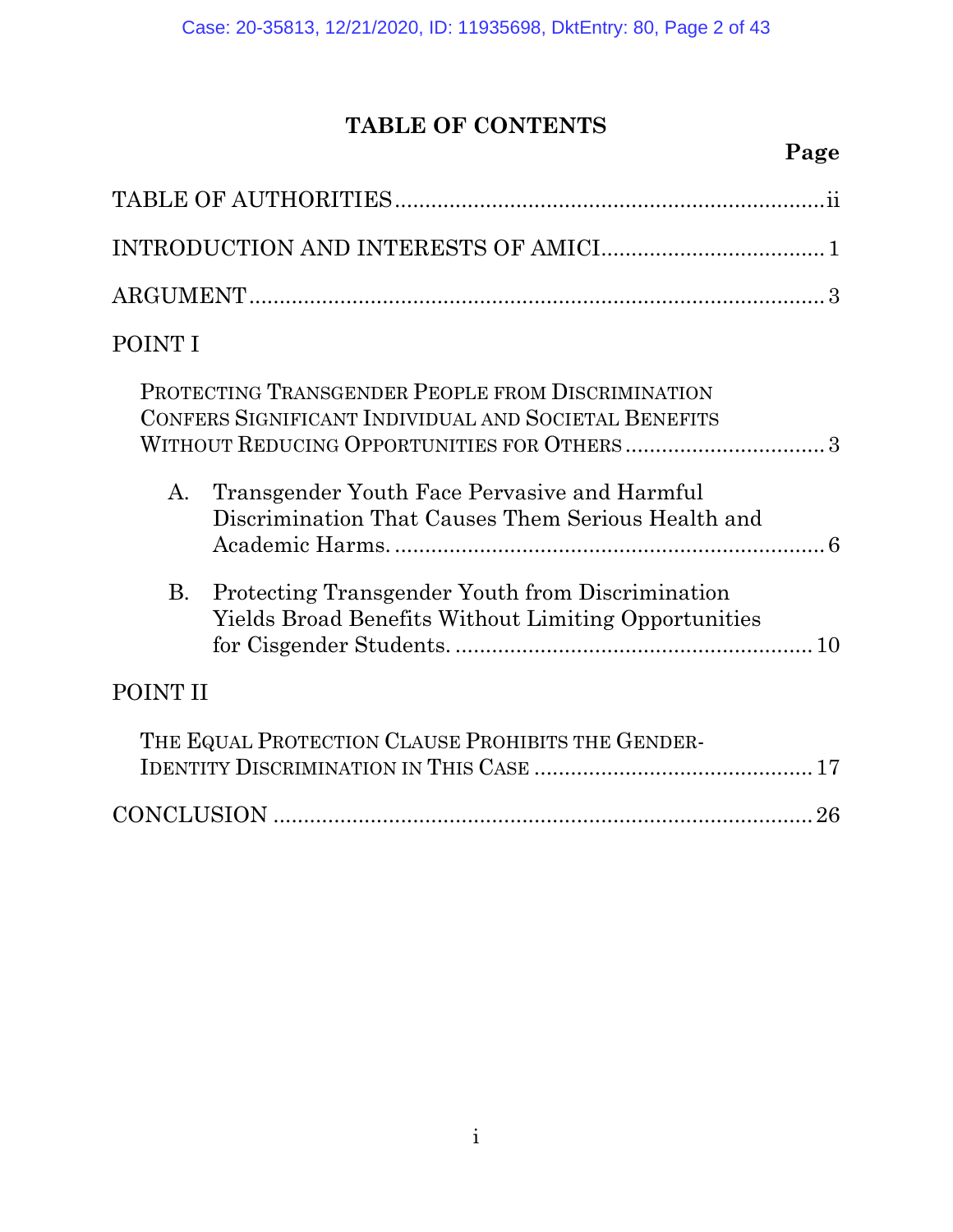# TABLE OF CONTENTS

**Page**

TABLE OF AUTHORITIES .......... ii

INTRODUCTION AND INTERESTS OF AMICI .......... 1

ARGUMENT .......... 3

POINT I

PROTECTING TRANSGENDER PEOPLE FROM DISCRIMINATION CONFERS SIGNIFICANT INDIVIDUAL AND SOCIETAL BENEFITS WITHOUT REDUCING OPPORTUNITIES FOR OTHERS .......... 3

A. Transgender Youth Face Pervasive and Harmful Discrimination That Causes Them Serious Health and Academic Harms. .......... 6

B. Protecting Transgender Youth from Discrimination Yields Broad Benefits Without Limiting Opportunities for Cisgender Students. .......... 10

POINT II

THE EQUAL PROTECTION CLAUSE PROHIBITS THE GENDER-IDENTITY DISCRIMINATION IN THIS CASE .......... 17

CONCLUSION .......... 26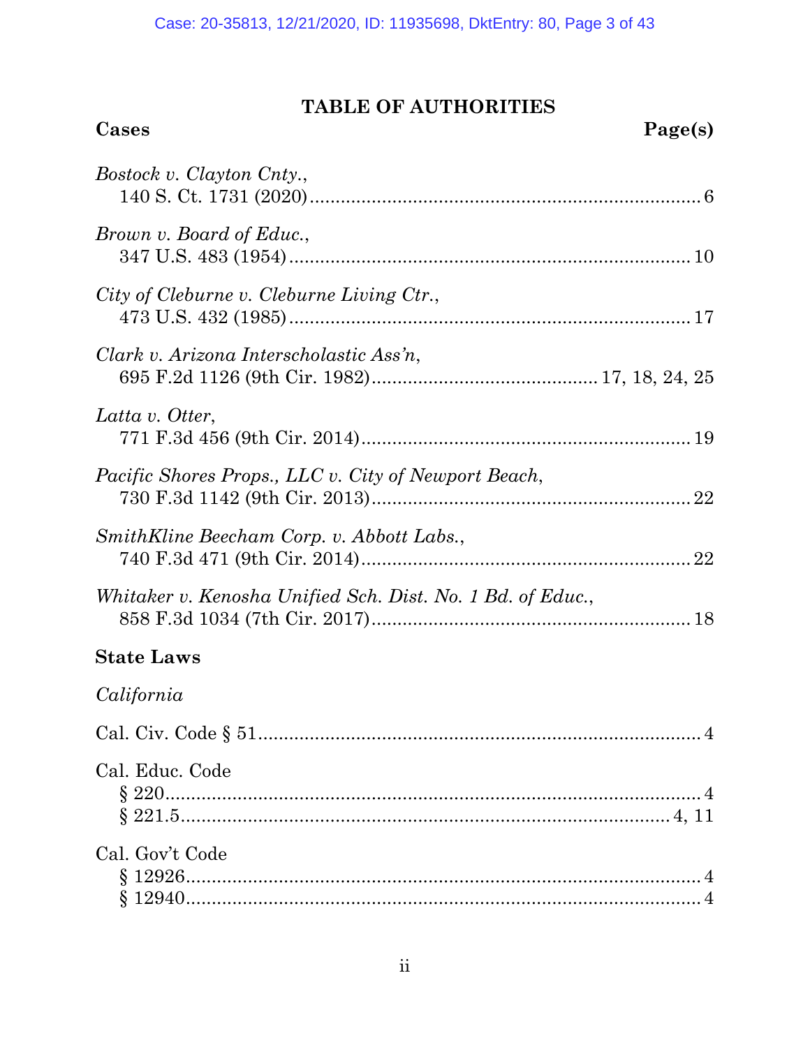# TABLE OF AUTHORITIES

**Cases** **Page(s)**

*Bostock v. Clayton Cnty.*,
140 S. Ct. 1731 (2020) .......... 6

*Brown v. Board of Educ.*,
347 U.S. 483 (1954) .......... 10

*City of Cleburne v. Cleburne Living Ctr.*,
473 U.S. 432 (1985) .......... 17

*Clark v. Arizona Interscholastic Ass'n*,
695 F.2d 1126 (9th Cir. 1982) .......... 17, 18, 24, 25

*Latta v. Otter*,
771 F.3d 456 (9th Cir. 2014) .......... 19

*Pacific Shores Props., LLC v. City of Newport Beach*,
730 F.3d 1142 (9th Cir. 2013) .......... 22

*SmithKline Beecham Corp. v. Abbott Labs.*,
740 F.3d 471 (9th Cir. 2014) .......... 22

*Whitaker v. Kenosha Unified Sch. Dist. No. 1 Bd. of Educ.*,
858 F.3d 1034 (7th Cir. 2017) .......... 18

**State Laws**

*California*

Cal. Civ. Code § 51 .......... 4

Cal. Educ. Code
§ 220 .......... 4
§ 221.5 .......... 4, 11

Cal. Gov't Code
§ 12926 .......... 4
§ 12940 .......... 4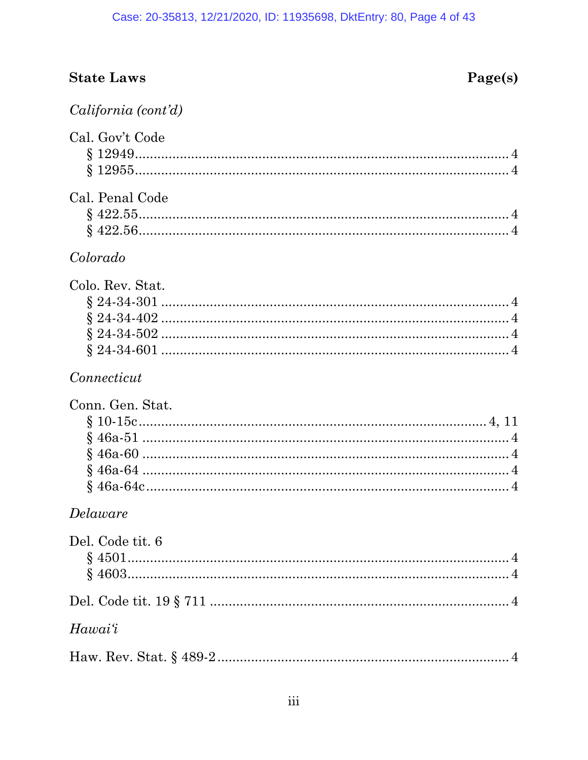**State Laws** **Page(s)**

*California (cont'd)*

Cal. Gov't Code
§ 12949 .......... 4
§ 12955 .......... 4

Cal. Penal Code
§ 422.55 .......... 4
§ 422.56 .......... 4

*Colorado*

Colo. Rev. Stat.
§ 24-34-301 .......... 4
§ 24-34-402 .......... 4
§ 24-34-502 .......... 4
§ 24-34-601 .......... 4

*Connecticut*

Conn. Gen. Stat.
§ 10-15c .......... 4, 11
§ 46a-51 .......... 4
§ 46a-60 .......... 4
§ 46a-64 .......... 4
§ 46a-64c .......... 4

*Delaware*

Del. Code tit. 6
§ 4501 .......... 4
§ 4603 .......... 4

Del. Code tit. 19 § 711 .......... 4

*Hawai'i*

Haw. Rev. Stat. § 489-2 .......... 4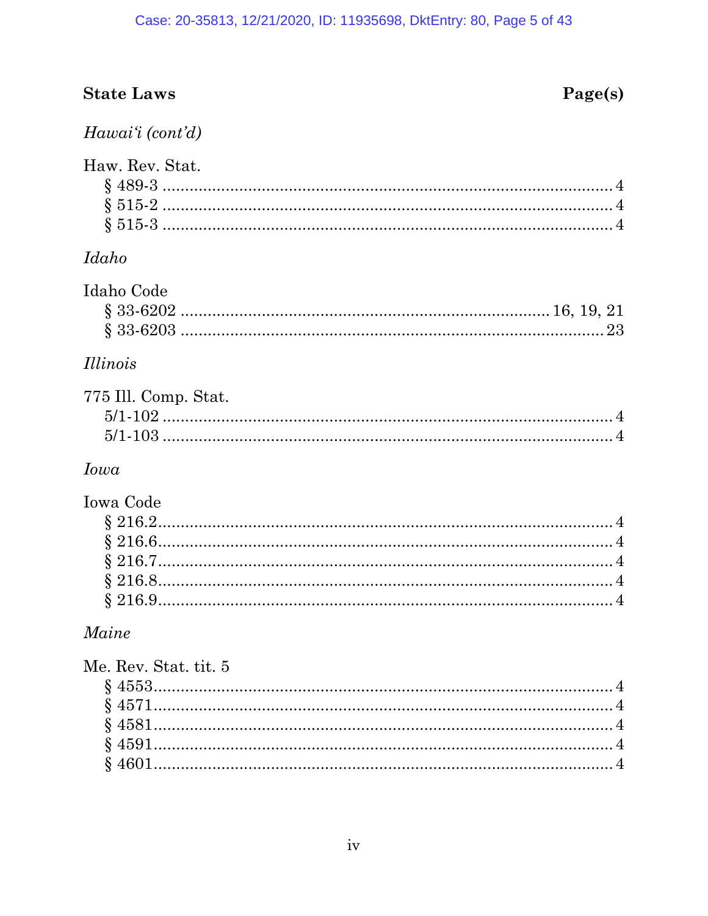**State Laws** | **Page(s)**

*Hawaiʻi (cont'd)*

Haw. Rev. Stat.
- § 489-3 .......... 4
- § 515-2 .......... 4
- § 515-3 .......... 4

*Idaho*

Idaho Code
- § 33-6202 .......... 16, 19, 21
- § 33-6203 .......... 23

*Illinois*

775 Ill. Comp. Stat.
- 5/1-102 .......... 4
- 5/1-103 .......... 4

*Iowa*

Iowa Code
- § 216.2 .......... 4
- § 216.6 .......... 4
- § 216.7 .......... 4
- § 216.8 .......... 4
- § 216.9 .......... 4

*Maine*

Me. Rev. Stat. tit. 5
- § 4553 .......... 4
- § 4571 .......... 4
- § 4581 .......... 4
- § 4591 .......... 4
- § 4601 .......... 4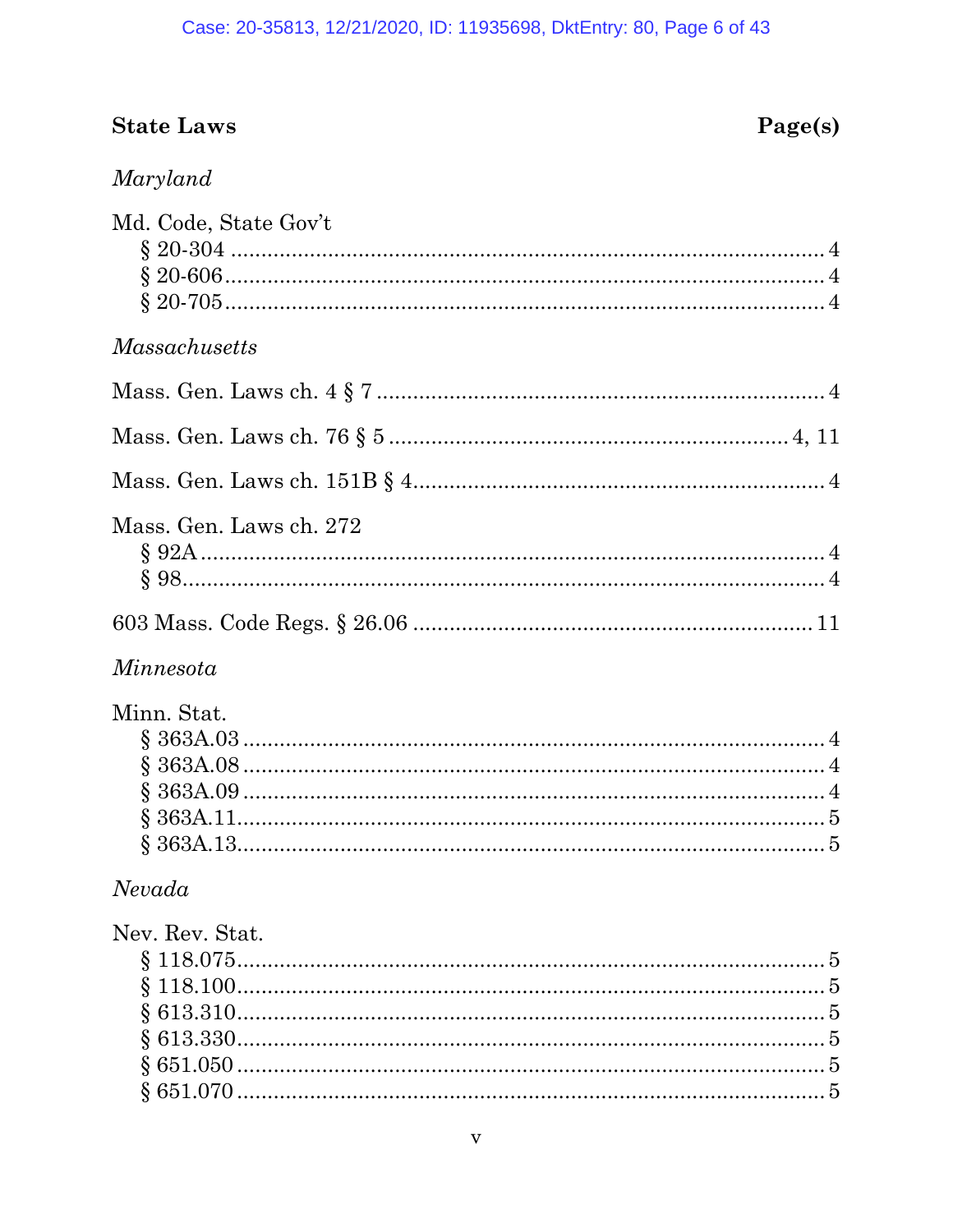**State Laws** | **Page(s)**

*Maryland*

Md. Code, State Gov't
- § 20-304 .................................................................................... 4
- § 20-606 .................................................................................... 4
- § 20-705 .................................................................................... 4

*Massachusetts*

Mass. Gen. Laws ch. 4 § 7 ........................................................... 4

Mass. Gen. Laws ch. 76 § 5 ..................................................... 4, 11

Mass. Gen. Laws ch. 151B § 4..................................................... 4

Mass. Gen. Laws ch. 272
- § 92A ........................................................................................ 4
- § 98............................................................................................ 4

603 Mass. Code Regs. § 26.06 .................................................... 11

*Minnesota*

Minn. Stat.
- § 363A.03 .................................................................................. 4
- § 363A.08 .................................................................................. 4
- § 363A.09 .................................................................................. 4
- § 363A.11................................................................................... 5
- § 363A.13................................................................................... 5

*Nevada*

Nev. Rev. Stat.
- § 118.075.................................................................................... 5
- § 118.100.................................................................................... 5
- § 613.310.................................................................................... 5
- § 613.330.................................................................................... 5
- § 651.050 ................................................................................... 5
- § 651.070 ................................................................................... 5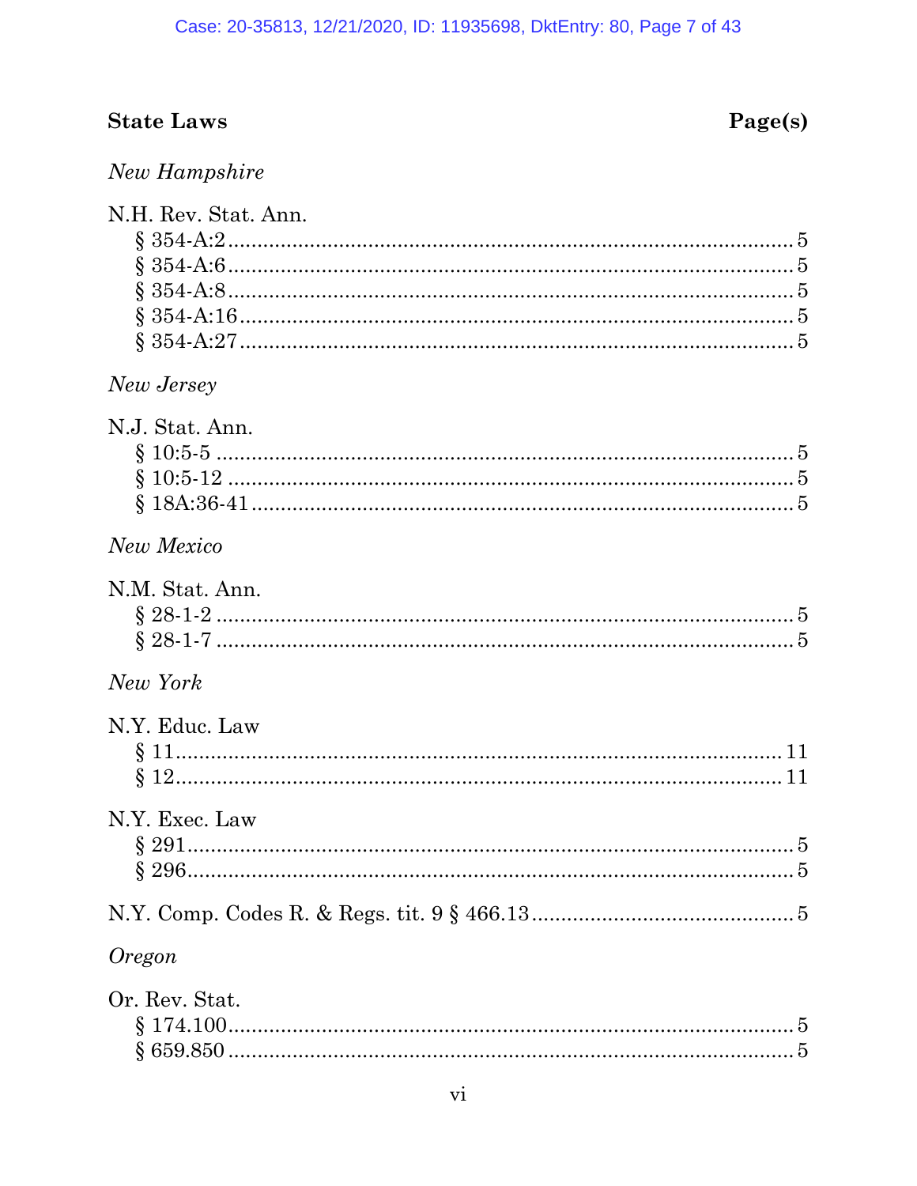**State Laws** **Page(s)**

*New Hampshire*

N.H. Rev. Stat. Ann.
§ 354-A:2 ........ 5
§ 354-A:6 ........ 5
§ 354-A:8 ........ 5
§ 354-A:16 ........ 5
§ 354-A:27 ........ 5

*New Jersey*

N.J. Stat. Ann.
§ 10:5-5 ........ 5
§ 10:5-12 ........ 5
§ 18A:36-41 ........ 5

*New Mexico*

N.M. Stat. Ann.
§ 28-1-2 ........ 5
§ 28-1-7 ........ 5

*New York*

N.Y. Educ. Law
§ 11 ........ 11
§ 12 ........ 11

N.Y. Exec. Law
§ 291 ........ 5
§ 296 ........ 5

N.Y. Comp. Codes R. & Regs. tit. 9 § 466.13 ........ 5

*Oregon*

Or. Rev. Stat.
§ 174.100 ........ 5
§ 659.850 ........ 5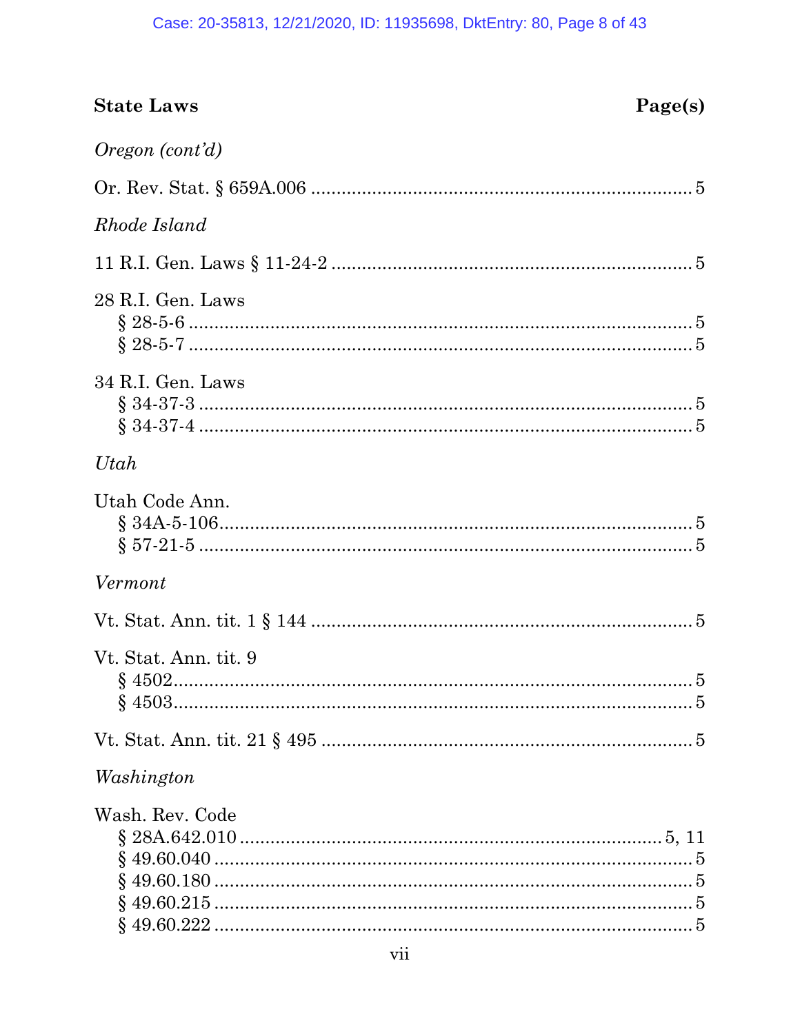| **State Laws** | **Page(s)** |
|---|---|
| *Oregon (cont'd)* | |
| Or. Rev. Stat. § 659A.006 | 5 |
| *Rhode Island* | |
| 11 R.I. Gen. Laws § 11-24-2 | 5 |
| 28 R.I. Gen. Laws | |
| § 28-5-6 | 5 |
| § 28-5-7 | 5 |
| 34 R.I. Gen. Laws | |
| § 34-37-3 | 5 |
| § 34-37-4 | 5 |
| *Utah* | |
| Utah Code Ann. | |
| § 34A-5-106 | 5 |
| § 57-21-5 | 5 |
| *Vermont* | |
| Vt. Stat. Ann. tit. 1 § 144 | 5 |
| Vt. Stat. Ann. tit. 9 | |
| § 4502 | 5 |
| § 4503 | 5 |
| Vt. Stat. Ann. tit. 21 § 495 | 5 |
| *Washington* | |
| Wash. Rev. Code | |
| § 28A.642.010 | 5, 11 |
| § 49.60.040 | 5 |
| § 49.60.180 | 5 |
| § 49.60.215 | 5 |
| § 49.60.222 | 5 |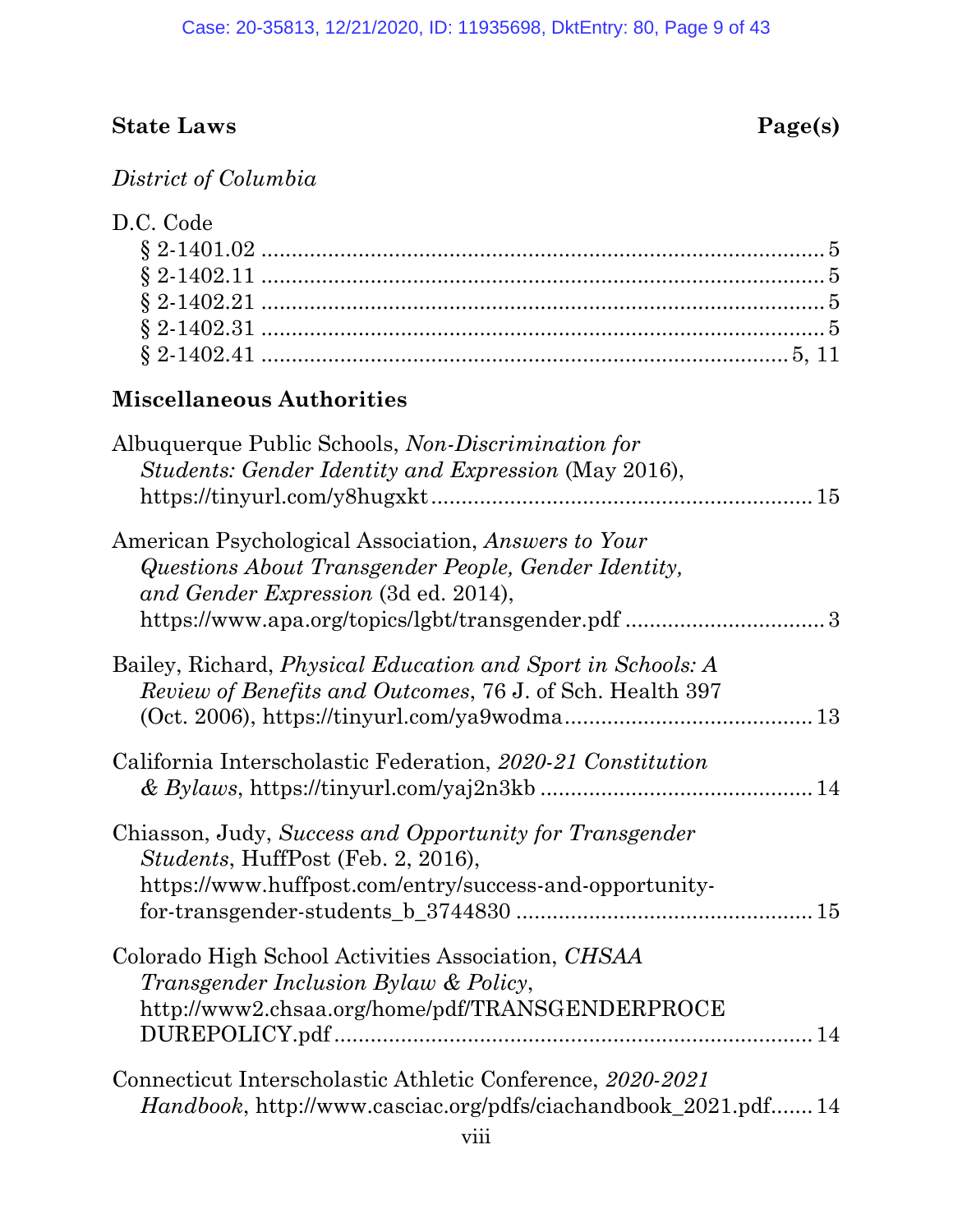**State Laws** **Page(s)**

*District of Columbia*

D.C. Code
§ 2-1401.02 ..................................................................................... 5
§ 2-1402.11 ..................................................................................... 5
§ 2-1402.21 ..................................................................................... 5
§ 2-1402.31 ..................................................................................... 5
§ 2-1402.41 ................................................................................. 5, 11

**Miscellaneous Authorities**

Albuquerque Public Schools, *Non-Discrimination for Students: Gender Identity and Expression* (May 2016), https://tinyurl.com/y8hugxkt ............................................................. 15

American Psychological Association, *Answers to Your Questions About Transgender People, Gender Identity, and Gender Expression* (3d ed. 2014), https://www.apa.org/topics/lgbt/transgender.pdf ................................ 3

Bailey, Richard, *Physical Education and Sport in Schools: A Review of Benefits and Outcomes*, 76 J. of Sch. Health 397 (Oct. 2006), https://tinyurl.com/ya9wodma........................................ 13

California Interscholastic Federation, *2020-21 Constitution & Bylaws*, https://tinyurl.com/yaj2n3kb ............................................ 14

Chiasson, Judy, *Success and Opportunity for Transgender Students*, HuffPost (Feb. 2, 2016), https://www.huffpost.com/entry/success-and-opportunity-for-transgender-students_b_3744830 ................................................ 15

Colorado High School Activities Association, *CHSAA Transgender Inclusion Bylaw & Policy*, http://www2.chsaa.org/home/pdf/TRANSGENDERPROCEDUREPOLICY.pdf ............................................................................ 14

Connecticut Interscholastic Athletic Conference, *2020-2021 Handbook*, http://www.casciac.org/pdfs/ciachandbook_2021.pdf....... 14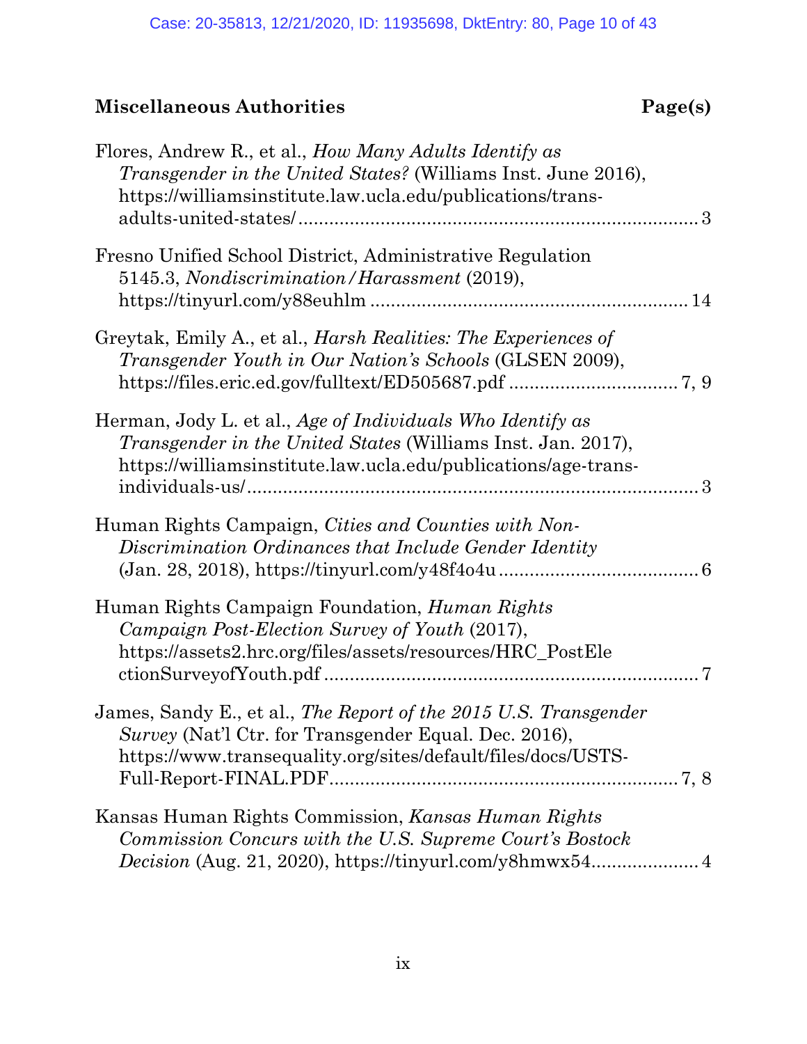## Miscellaneous Authorities

**Page(s)**

Flores, Andrew R., et al., *How Many Adults Identify as Transgender in the United States?* (Williams Inst. June 2016), https://williamsinstitute.law.ucla.edu/publications/trans-adults-united-states/ .............................................................................. 3

Fresno Unified School District, Administrative Regulation 5145.3, *Nondiscrimination/Harassment* (2019), https://tinyurl.com/y88euhlm ............................................................ 14

Greytak, Emily A., et al., *Harsh Realities: The Experiences of Transgender Youth in Our Nation's Schools* (GLSEN 2009), https://files.eric.ed.gov/fulltext/ED505687.pdf ................................. 7, 9

Herman, Jody L. et al., *Age of Individuals Who Identify as Transgender in the United States* (Williams Inst. Jan. 2017), https://williamsinstitute.law.ucla.edu/publications/age-trans-individuals-us/......................................................................................... 3

Human Rights Campaign, *Cities and Counties with Non-Discrimination Ordinances that Include Gender Identity* (Jan. 28, 2018), https://tinyurl.com/y48f4o4u ....................................... 6

Human Rights Campaign Foundation, *Human Rights Campaign Post-Election Survey of Youth* (2017), https://assets2.hrc.org/files/assets/resources/HRC_PostElectionSurveyofYouth.pdf ......................................................................... 7

James, Sandy E., et al., *The Report of the 2015 U.S. Transgender Survey* (Nat'l Ctr. for Transgender Equal. Dec. 2016), https://www.transequality.org/sites/default/files/docs/USTS-Full-Report-FINAL.PDF.................................................................... 7, 8

Kansas Human Rights Commission, *Kansas Human Rights Commission Concurs with the U.S. Supreme Court's Bostock Decision* (Aug. 21, 2020), https://tinyurl.com/y8hmwx54..................... 4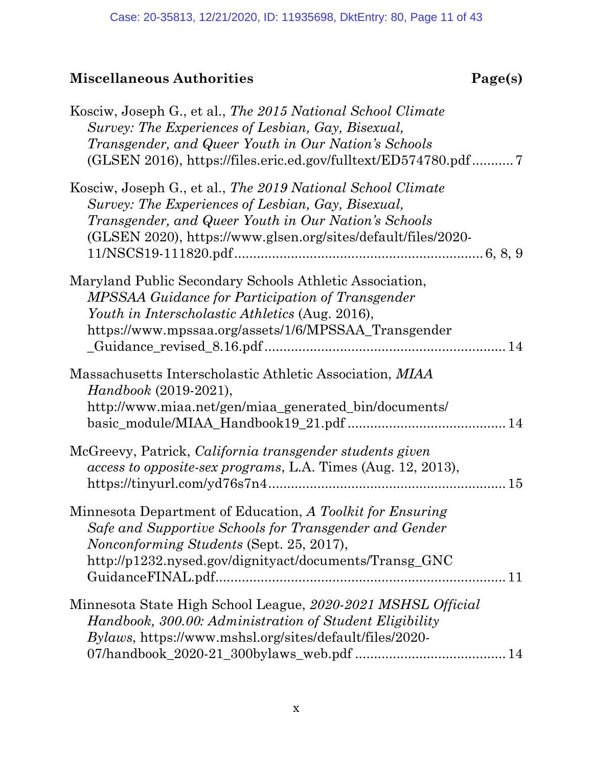**Miscellaneous Authorities** **Page(s)**

Kosciw, Joseph G., et al., *The 2015 National School Climate Survey: The Experiences of Lesbian, Gay, Bisexual, Transgender, and Queer Youth in Our Nation's Schools* (GLSEN 2016), https://files.eric.ed.gov/fulltext/ED574780.pdf ........... 7

Kosciw, Joseph G., et al., *The 2019 National School Climate Survey: The Experiences of Lesbian, Gay, Bisexual, Transgender, and Queer Youth in Our Nation's Schools* (GLSEN 2020), https://www.glsen.org/sites/default/files/2020-11/NSCS19-111820.pdf ........................................................................ 6, 8, 9

Maryland Public Secondary Schools Athletic Association, *MPSSAA Guidance for Participation of Transgender Youth in Interscholastic Athletics* (Aug. 2016), https://www.mpssaa.org/assets/1/6/MPSSAA_Transgender_Guidance_revised_8.16.pdf ........................................................... 14

Massachusetts Interscholastic Athletic Association, *MIAA Handbook* (2019-2021), http://www.miaa.net/gen/miaa_generated_bin/documents/basic_module/MIAA_Handbook19_21.pdf ......................................... 14

McGreevy, Patrick, *California transgender students given access to opposite-sex programs*, L.A. Times (Aug. 12, 2013), https://tinyurl.com/yd76s7n4 ............................................................... 15

Minnesota Department of Education, *A Toolkit for Ensuring Safe and Supportive Schools for Transgender and Gender Nonconforming Students* (Sept. 25, 2017), http://p1232.nysed.gov/dignityact/documents/Transg_GNCGuidanceFINAL.pdf........................................................................... 11

Minnesota State High School League, *2020-2021 MSHSL Official Handbook, 300.00: Administration of Student Eligibility Bylaws*, https://www.mshsl.org/sites/default/files/2020-07/handbook_2020-21_300bylaws_web.pdf ....................................... 14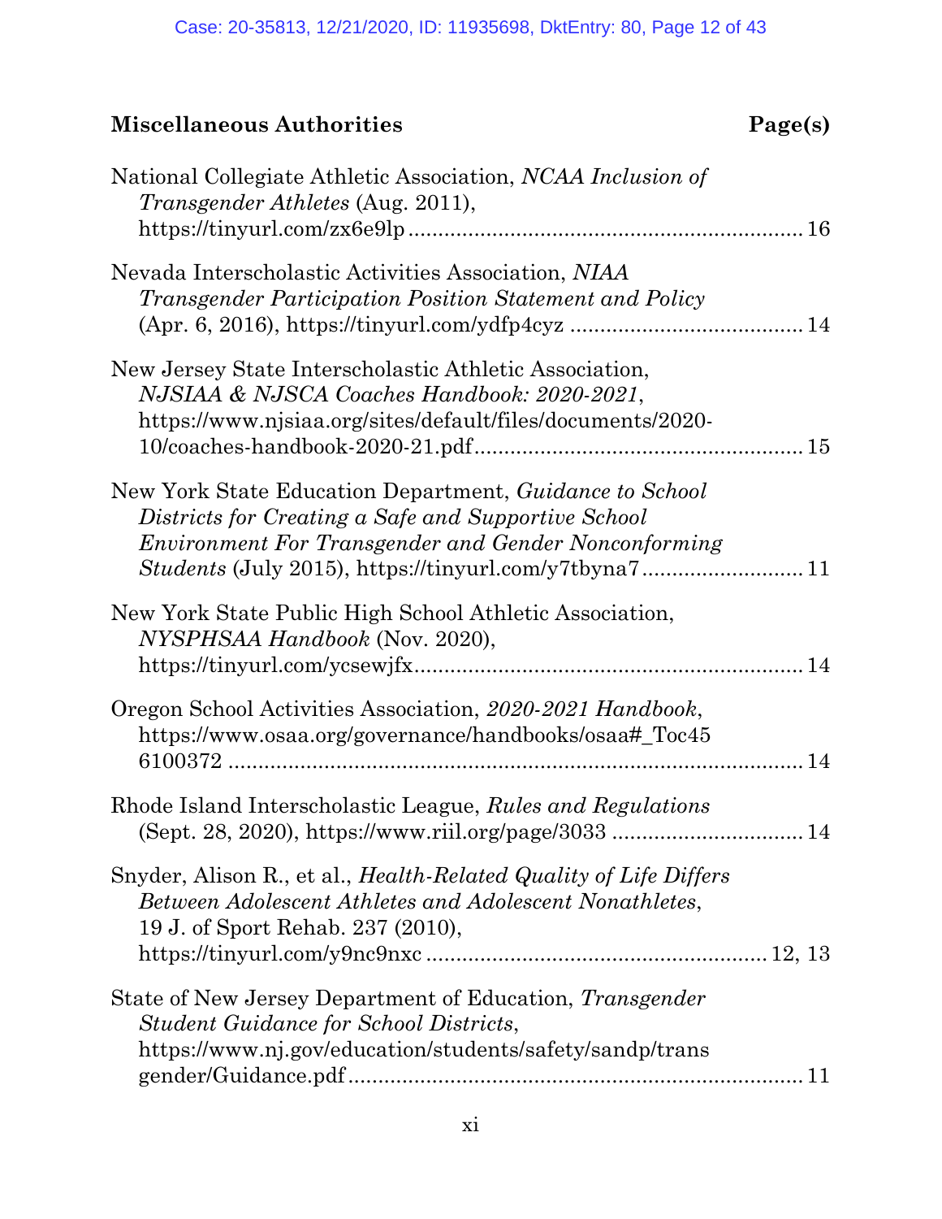**Miscellaneous Authorities** **Page(s)**

National Collegiate Athletic Association, *NCAA Inclusion of Transgender Athletes* (Aug. 2011), https://tinyurl.com/zx6e9lp ................................................................. 16

Nevada Interscholastic Activities Association, *NIAA Transgender Participation Position Statement and Policy* (Apr. 6, 2016), https://tinyurl.com/ydfp4cyz ...................................... 14

New Jersey State Interscholastic Athletic Association, *NJSIAA & NJSCA Coaches Handbook: 2020-2021*, https://www.njsiaa.org/sites/default/files/documents/2020-10/coaches-handbook-2020-21.pdf...................................................... 15

New York State Education Department, *Guidance to School Districts for Creating a Safe and Supportive School Environment For Transgender and Gender Nonconforming Students* (July 2015), https://tinyurl.com/y7tbyna7.......................... 11

New York State Public High School Athletic Association, *NYSPHSAA Handbook* (Nov. 2020), https://tinyurl.com/ycsewjfx................................................................ 14

Oregon School Activities Association, *2020-2021 Handbook*, https://www.osaa.org/governance/handbooks/osaa#_Toc456100372 ..................................................................................... 14

Rhode Island Interscholastic League, *Rules and Regulations* (Sept. 28, 2020), https://www.riil.org/page/3033 ............................... 14

Snyder, Alison R., et al., *Health-Related Quality of Life Differs Between Adolescent Athletes and Adolescent Nonathletes*, 19 J. of Sport Rehab. 237 (2010), https://tinyurl.com/y9nc9nxc ........................................................ 12, 13

State of New Jersey Department of Education, *Transgender Student Guidance for School Districts*, https://www.nj.gov/education/students/safety/sandp/transgender/Guidance.pdf........................................................................... 11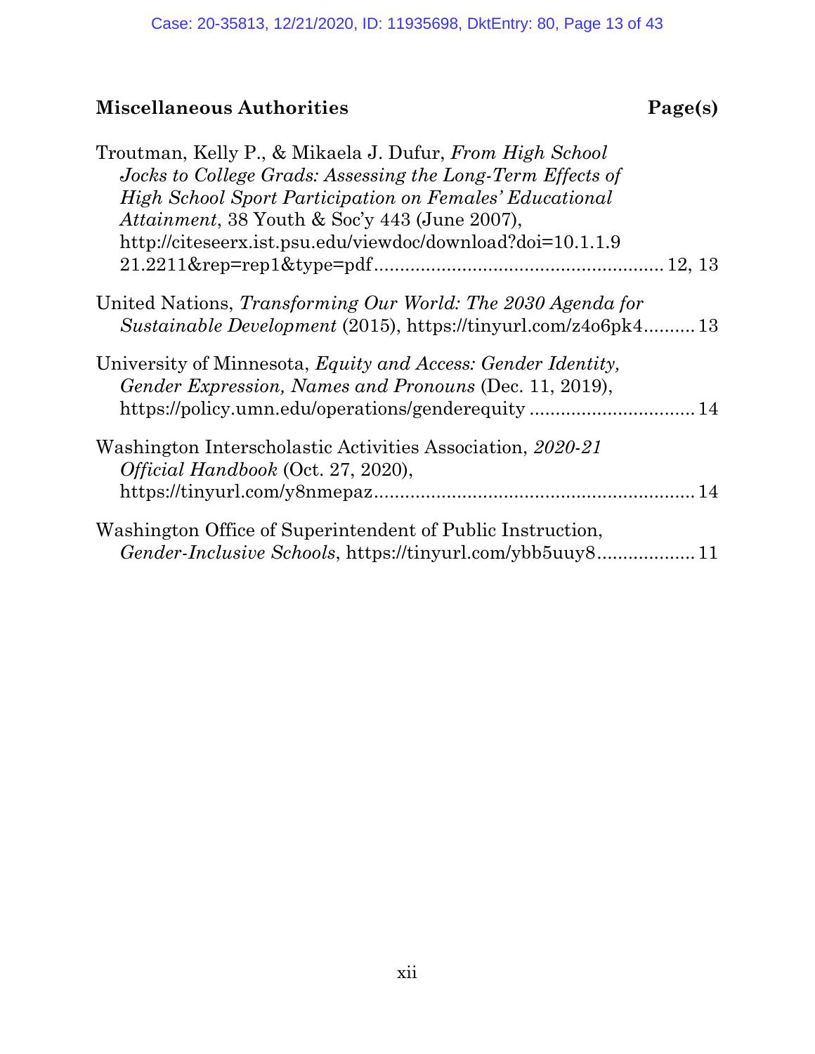## Miscellaneous Authorities

**Page(s)**

Troutman, Kelly P., & Mikaela J. Dufur, *From High School Jocks to College Grads: Assessing the Long-Term Effects of High School Sport Participation on Females' Educational Attainment*, 38 Youth & Soc'y 443 (June 2007), http://citeseerx.ist.psu.edu/viewdoc/download?doi=10.1.1.921.2211&rep=rep1&type=pdf........................................................ 12, 13

United Nations, *Transforming Our World: The 2030 Agenda for Sustainable Development* (2015), https://tinyurl.com/z4o6pk4.......... 13

University of Minnesota, *Equity and Access: Gender Identity, Gender Expression, Names and Pronouns* (Dec. 11, 2019), https://policy.umn.edu/operations/genderequity ................................ 14

Washington Interscholastic Activities Association, *2020-21 Official Handbook* (Oct. 27, 2020), https://tinyurl.com/y8nmepaz............................................................ 14

Washington Office of Superintendent of Public Instruction, *Gender-Inclusive Schools*, https://tinyurl.com/ybb5uuy8................... 11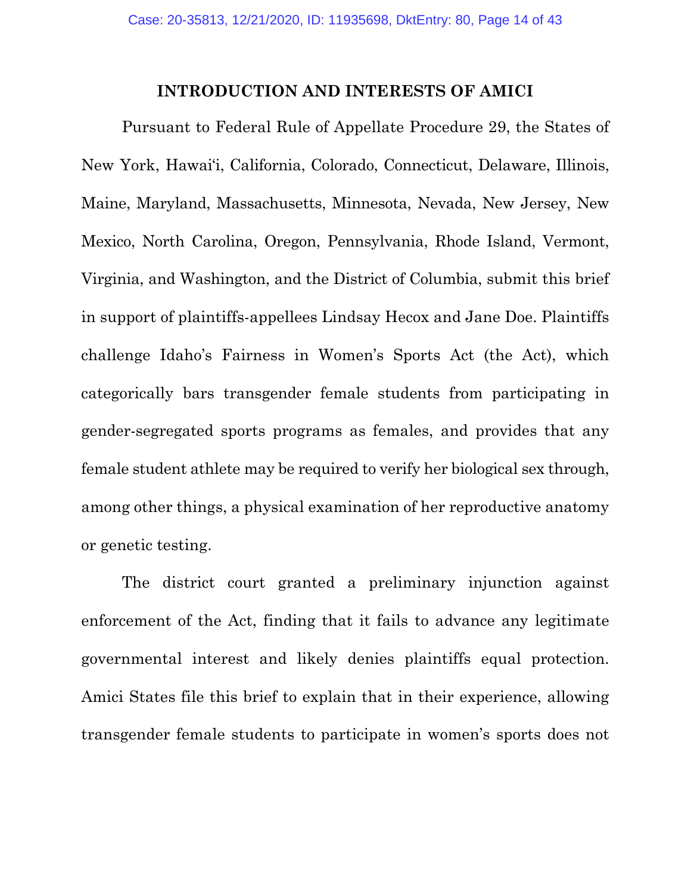## INTRODUCTION AND INTERESTS OF AMICI

Pursuant to Federal Rule of Appellate Procedure 29, the States of New York, Hawai'i, California, Colorado, Connecticut, Delaware, Illinois, Maine, Maryland, Massachusetts, Minnesota, Nevada, New Jersey, New Mexico, North Carolina, Oregon, Pennsylvania, Rhode Island, Vermont, Virginia, and Washington, and the District of Columbia, submit this brief in support of plaintiffs-appellees Lindsay Hecox and Jane Doe. Plaintiffs challenge Idaho's Fairness in Women's Sports Act (the Act), which categorically bars transgender female students from participating in gender-segregated sports programs as females, and provides that any female student athlete may be required to verify her biological sex through, among other things, a physical examination of her reproductive anatomy or genetic testing.

The district court granted a preliminary injunction against enforcement of the Act, finding that it fails to advance any legitimate governmental interest and likely denies plaintiffs equal protection. Amici States file this brief to explain that in their experience, allowing transgender female students to participate in women's sports does not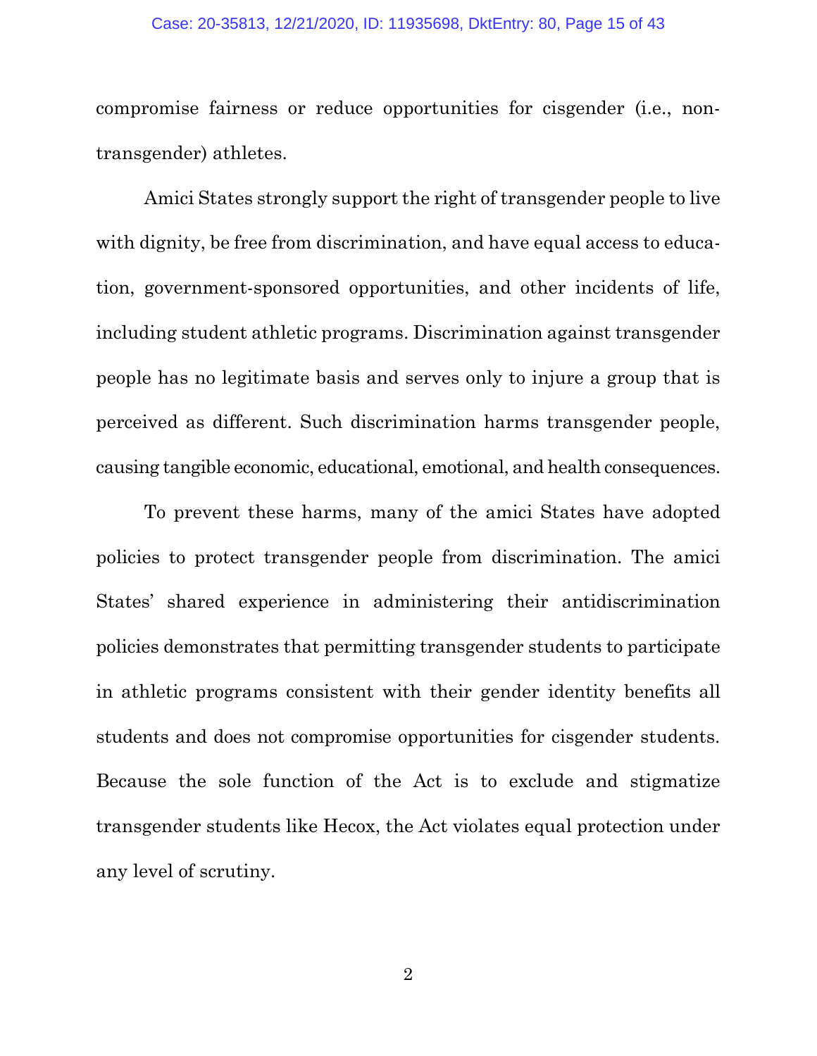compromise fairness or reduce opportunities for cisgender (i.e., non-transgender) athletes.

Amici States strongly support the right of transgender people to live with dignity, be free from discrimination, and have equal access to education, government-sponsored opportunities, and other incidents of life, including student athletic programs. Discrimination against transgender people has no legitimate basis and serves only to injure a group that is perceived as different. Such discrimination harms transgender people, causing tangible economic, educational, emotional, and health consequences.

To prevent these harms, many of the amici States have adopted policies to protect transgender people from discrimination. The amici States' shared experience in administering their antidiscrimination policies demonstrates that permitting transgender students to participate in athletic programs consistent with their gender identity benefits all students and does not compromise opportunities for cisgender students. Because the sole function of the Act is to exclude and stigmatize transgender students like Hecox, the Act violates equal protection under any level of scrutiny.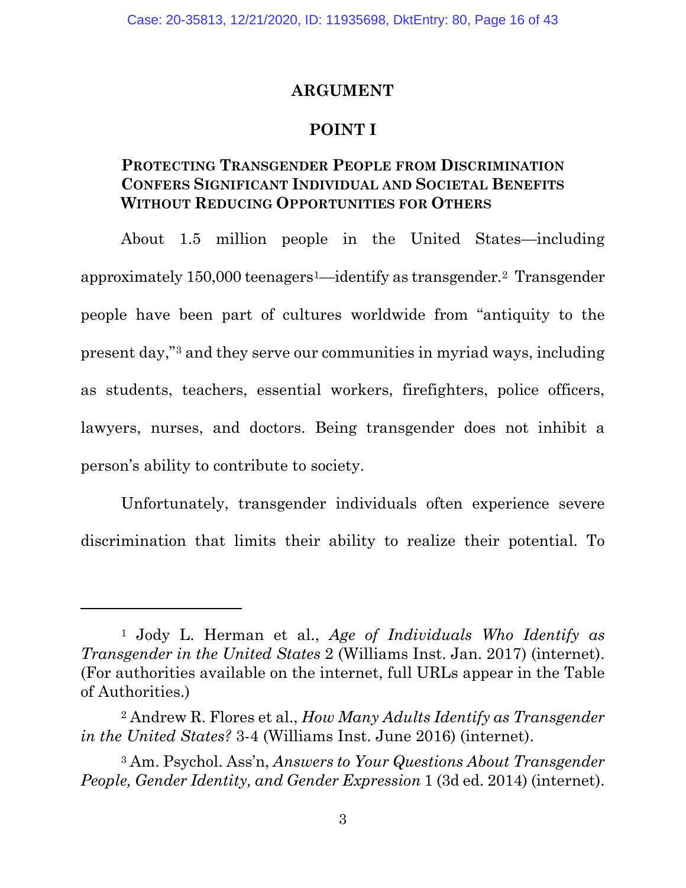## ARGUMENT

### POINT I

### PROTECTING TRANSGENDER PEOPLE FROM DISCRIMINATION CONFERS SIGNIFICANT INDIVIDUAL AND SOCIETAL BENEFITS WITHOUT REDUCING OPPORTUNITIES FOR OTHERS

About 1.5 million people in the United States—including approximately 150,000 teenagers[1]—identify as transgender.[2] Transgender people have been part of cultures worldwide from "antiquity to the present day,"[3] and they serve our communities in myriad ways, including as students, teachers, essential workers, firefighters, police officers, lawyers, nurses, and doctors. Being transgender does not inhibit a person's ability to contribute to society.

Unfortunately, transgender individuals often experience severe discrimination that limits their ability to realize their potential. To

---

[1] Jody L. Herman et al., *Age of Individuals Who Identify as Transgender in the United States* 2 (Williams Inst. Jan. 2017) (internet). (For authorities available on the internet, full URLs appear in the Table of Authorities.)

[2] Andrew R. Flores et al., *How Many Adults Identify as Transgender in the United States?* 3-4 (Williams Inst. June 2016) (internet).

[3] Am. Psychol. Ass'n, *Answers to Your Questions About Transgender People, Gender Identity, and Gender Expression* 1 (3d ed. 2014) (internet).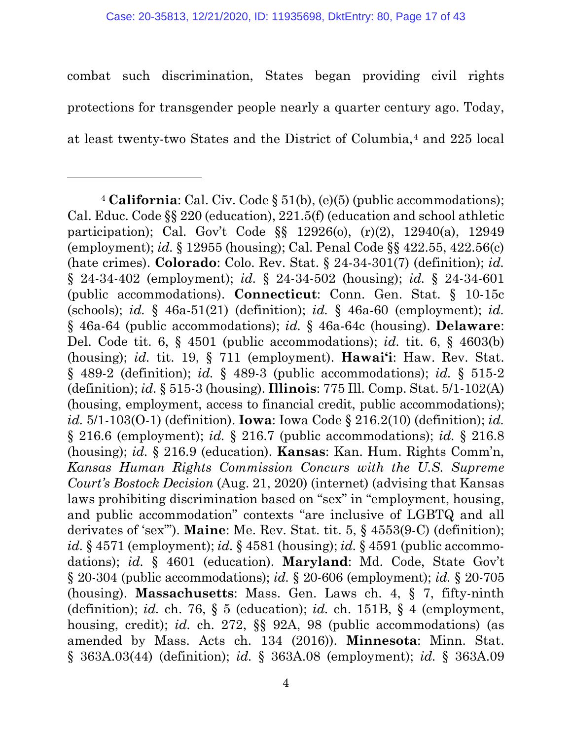combat such discrimination, States began providing civil rights protections for transgender people nearly a quarter century ago. Today, at least twenty-two States and the District of Columbia,[4] and 225 local

---

[4] **California**: Cal. Civ. Code § 51(b), (e)(5) (public accommodations); Cal. Educ. Code §§ 220 (education), 221.5(f) (education and school athletic participation); Cal. Gov't Code §§ 12926(o), (r)(2), 12940(a), 12949 (employment); *id.* § 12955 (housing); Cal. Penal Code §§ 422.55, 422.56(c) (hate crimes). **Colorado**: Colo. Rev. Stat. § 24-34-301(7) (definition); *id.* § 24-34-402 (employment); *id.* § 24-34-502 (housing); *id.* § 24-34-601 (public accommodations). **Connecticut**: Conn. Gen. Stat. § 10-15c (schools); *id.* § 46a-51(21) (definition); *id.* § 46a-60 (employment); *id.* § 46a-64 (public accommodations); *id.* § 46a-64c (housing). **Delaware**: Del. Code tit. 6, § 4501 (public accommodations); *id.* tit. 6, § 4603(b) (housing); *id.* tit. 19, § 711 (employment). **Hawai'i**: Haw. Rev. Stat. § 489-2 (definition); *id.* § 489-3 (public accommodations); *id.* § 515-2 (definition); *id.* § 515-3 (housing). **Illinois**: 775 Ill. Comp. Stat. 5/1-102(A) (housing, employment, access to financial credit, public accommodations); *id.* 5/1-103(O-1) (definition). **Iowa**: Iowa Code § 216.2(10) (definition); *id.* § 216.6 (employment); *id.* § 216.7 (public accommodations); *id.* § 216.8 (housing); *id.* § 216.9 (education). **Kansas**: Kan. Hum. Rights Comm'n, *Kansas Human Rights Commission Concurs with the U.S. Supreme Court's Bostock Decision* (Aug. 21, 2020) (internet) (advising that Kansas laws prohibiting discrimination based on "sex" in "employment, housing, and public accommodation" contexts "are inclusive of LGBTQ and all derivates of 'sex'"). **Maine**: Me. Rev. Stat. tit. 5, § 4553(9-C) (definition); *id.* § 4571 (employment); *id.* § 4581 (housing); *id.* § 4591 (public accommodations); *id.* § 4601 (education). **Maryland**: Md. Code, State Gov't § 20-304 (public accommodations); *id.* § 20-606 (employment); *id.* § 20-705 (housing). **Massachusetts**: Mass. Gen. Laws ch. 4, § 7, fifty-ninth (definition); *id.* ch. 76, § 5 (education); *id.* ch. 151B, § 4 (employment, housing, credit); *id.* ch. 272, §§ 92A, 98 (public accommodations) (as amended by Mass. Acts ch. 134 (2016)). **Minnesota**: Minn. Stat. § 363A.03(44) (definition); *id.* § 363A.08 (employment); *id.* § 363A.09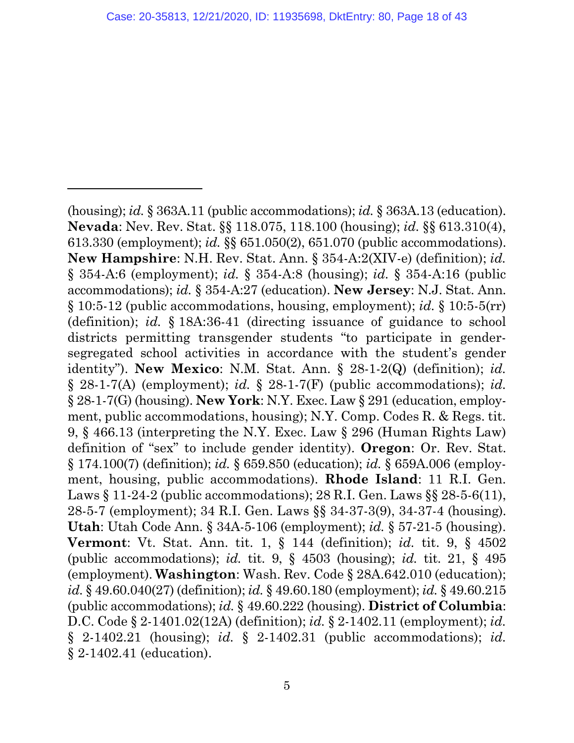(housing); *id.* § 363A.11 (public accommodations); *id.* § 363A.13 (education). **Nevada**: Nev. Rev. Stat. §§ 118.075, 118.100 (housing); *id.* §§ 613.310(4), 613.330 (employment); *id.* §§ 651.050(2), 651.070 (public accommodations). **New Hampshire**: N.H. Rev. Stat. Ann. § 354-A:2(XIV-e) (definition); *id.* § 354-A:6 (employment); *id.* § 354-A:8 (housing); *id.* § 354-A:16 (public accommodations); *id.* § 354-A:27 (education). **New Jersey**: N.J. Stat. Ann. § 10:5-12 (public accommodations, housing, employment); *id.* § 10:5-5(rr) (definition); *id.* § 18A:36-41 (directing issuance of guidance to school districts permitting transgender students "to participate in gender-segregated school activities in accordance with the student's gender identity"). **New Mexico**: N.M. Stat. Ann. § 28-1-2(Q) (definition); *id.* § 28-1-7(A) (employment); *id.* § 28-1-7(F) (public accommodations); *id.* § 28-1-7(G) (housing). **New York**: N.Y. Exec. Law § 291 (education, employment, public accommodations, housing); N.Y. Comp. Codes R. & Regs. tit. 9, § 466.13 (interpreting the N.Y. Exec. Law § 296 (Human Rights Law) definition of "sex" to include gender identity). **Oregon**: Or. Rev. Stat. § 174.100(7) (definition); *id.* § 659.850 (education); *id.* § 659A.006 (employment, housing, public accommodations). **Rhode Island**: 11 R.I. Gen. Laws § 11-24-2 (public accommodations); 28 R.I. Gen. Laws §§ 28-5-6(11), 28-5-7 (employment); 34 R.I. Gen. Laws §§ 34-37-3(9), 34-37-4 (housing). **Utah**: Utah Code Ann. § 34A-5-106 (employment); *id.* § 57-21-5 (housing). **Vermont**: Vt. Stat. Ann. tit. 1, § 144 (definition); *id.* tit. 9, § 4502 (public accommodations); *id.* tit. 9, § 4503 (housing); *id.* tit. 21, § 495 (employment). **Washington**: Wash. Rev. Code § 28A.642.010 (education); *id.* § 49.60.040(27) (definition); *id.* § 49.60.180 (employment); *id.* § 49.60.215 (public accommodations); *id.* § 49.60.222 (housing). **District of Columbia**: D.C. Code § 2-1401.02(12A) (definition); *id.* § 2-1402.11 (employment); *id.* § 2-1402.21 (housing); *id.* § 2-1402.31 (public accommodations); *id.* § 2-1402.41 (education).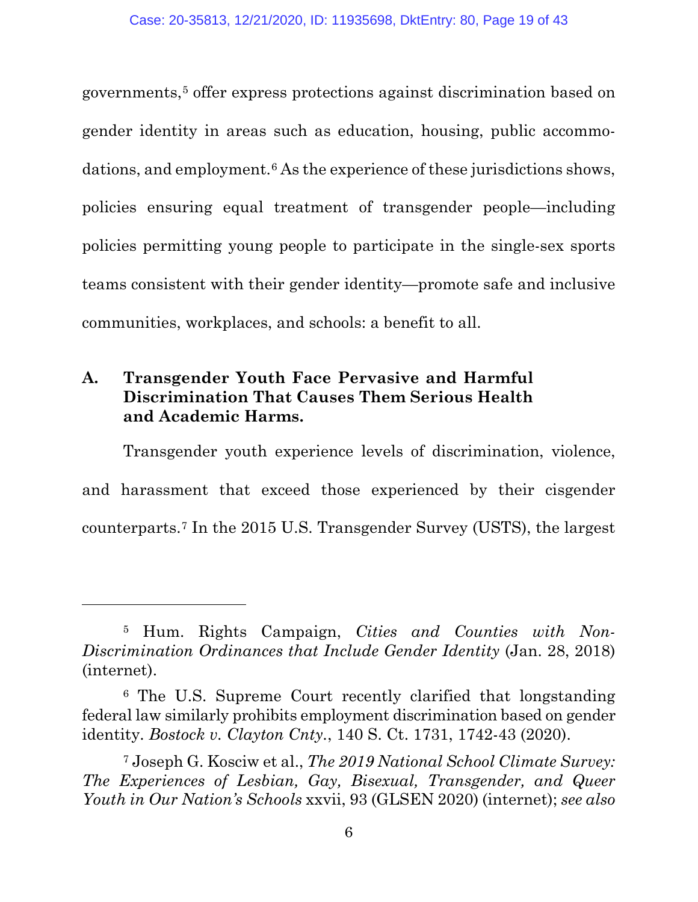governments,[5] offer express protections against discrimination based on gender identity in areas such as education, housing, public accommodations, and employment.[6] As the experience of these jurisdictions shows, policies ensuring equal treatment of transgender people—including policies permitting young people to participate in the single-sex sports teams consistent with their gender identity—promote safe and inclusive communities, workplaces, and schools: a benefit to all.

### A. Transgender Youth Face Pervasive and Harmful Discrimination That Causes Them Serious Health and Academic Harms.

Transgender youth experience levels of discrimination, violence, and harassment that exceed those experienced by their cisgender counterparts.[7] In the 2015 U.S. Transgender Survey (USTS), the largest

---

[5] Hum. Rights Campaign, *Cities and Counties with Non-Discrimination Ordinances that Include Gender Identity* (Jan. 28, 2018) (internet).

[6] The U.S. Supreme Court recently clarified that longstanding federal law similarly prohibits employment discrimination based on gender identity. *Bostock v. Clayton Cnty.*, 140 S. Ct. 1731, 1742-43 (2020).

[7] Joseph G. Kosciw et al., *The 2019 National School Climate Survey: The Experiences of Lesbian, Gay, Bisexual, Transgender, and Queer Youth in Our Nation's Schools* xxvii, 93 (GLSEN 2020) (internet); *see also*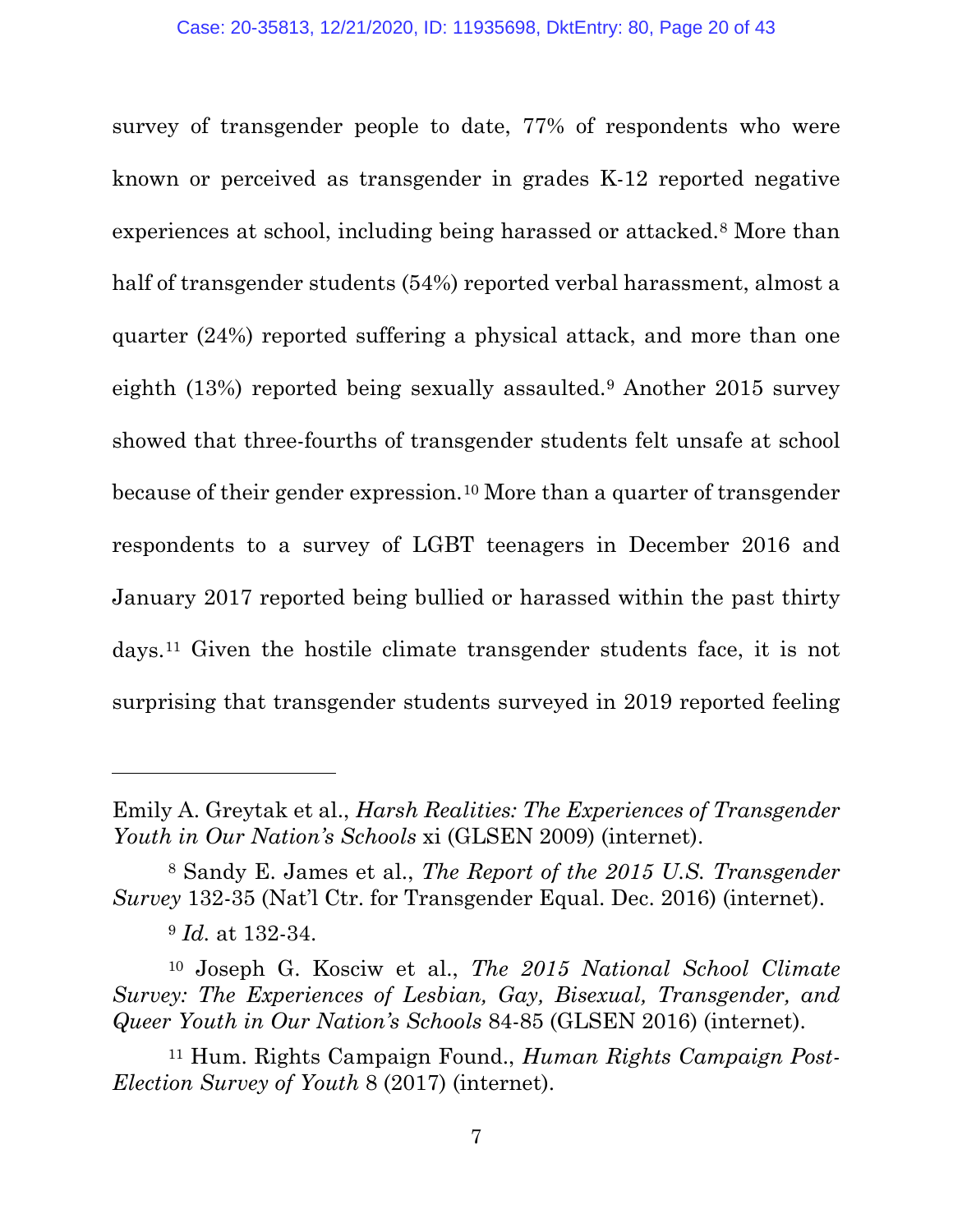survey of transgender people to date, 77% of respondents who were known or perceived as transgender in grades K-12 reported negative experiences at school, including being harassed or attacked.[8] More than half of transgender students (54%) reported verbal harassment, almost a quarter (24%) reported suffering a physical attack, and more than one eighth (13%) reported being sexually assaulted.[9] Another 2015 survey showed that three-fourths of transgender students felt unsafe at school because of their gender expression.[10] More than a quarter of transgender respondents to a survey of LGBT teenagers in December 2016 and January 2017 reported being bullied or harassed within the past thirty days.[11] Given the hostile climate transgender students face, it is not surprising that transgender students surveyed in 2019 reported feeling

---

Emily A. Greytak et al., *Harsh Realities: The Experiences of Transgender Youth in Our Nation's Schools* xi (GLSEN 2009) (internet).

[8] Sandy E. James et al., *The Report of the 2015 U.S. Transgender Survey* 132-35 (Nat'l Ctr. for Transgender Equal. Dec. 2016) (internet).

[9] *Id.* at 132-34.

[10] Joseph G. Kosciw et al., *The 2015 National School Climate Survey: The Experiences of Lesbian, Gay, Bisexual, Transgender, and Queer Youth in Our Nation's Schools* 84-85 (GLSEN 2016) (internet).

[11] Hum. Rights Campaign Found., *Human Rights Campaign Post-Election Survey of Youth* 8 (2017) (internet).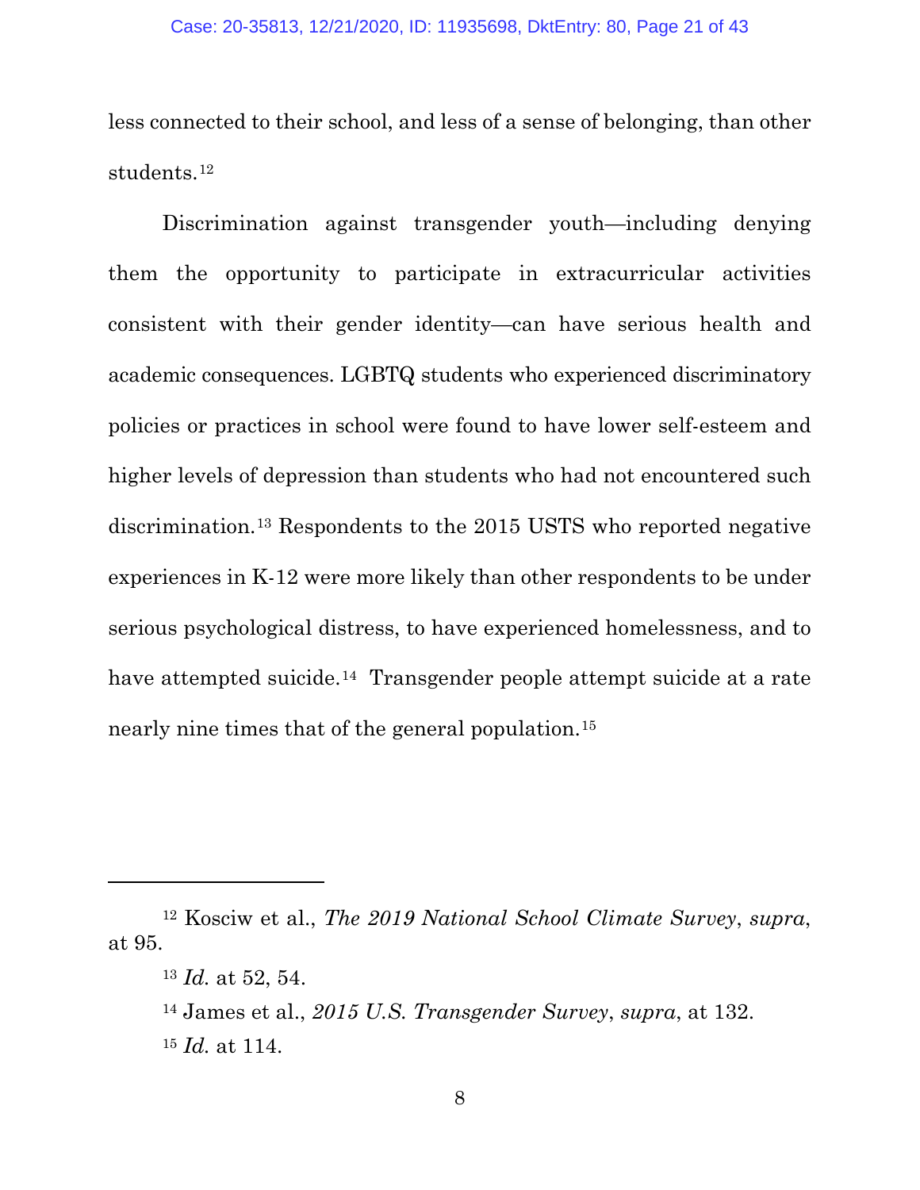less connected to their school, and less of a sense of belonging, than other students.[12]

Discrimination against transgender youth—including denying them the opportunity to participate in extracurricular activities consistent with their gender identity—can have serious health and academic consequences. LGBTQ students who experienced discriminatory policies or practices in school were found to have lower self-esteem and higher levels of depression than students who had not encountered such discrimination.[13] Respondents to the 2015 USTS who reported negative experiences in K-12 were more likely than other respondents to be under serious psychological distress, to have experienced homelessness, and to have attempted suicide.[14] Transgender people attempt suicide at a rate nearly nine times that of the general population.[15]

---

[12] Kosciw et al., *The 2019 National School Climate Survey*, *supra*, at 95.

[13] *Id.* at 52, 54.

[14] James et al., *2015 U.S. Transgender Survey*, *supra*, at 132.

[15] *Id.* at 114.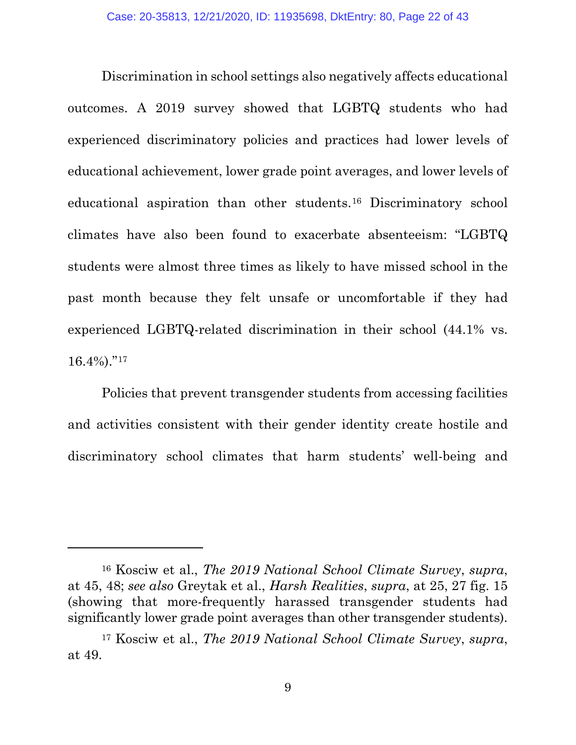Discrimination in school settings also negatively affects educational outcomes. A 2019 survey showed that LGBTQ students who had experienced discriminatory policies and practices had lower levels of educational achievement, lower grade point averages, and lower levels of educational aspiration than other students.[16] Discriminatory school climates have also been found to exacerbate absenteeism: "LGBTQ students were almost three times as likely to have missed school in the past month because they felt unsafe or uncomfortable if they had experienced LGBTQ-related discrimination in their school (44.1% vs. 16.4%)."[17]

Policies that prevent transgender students from accessing facilities and activities consistent with their gender identity create hostile and discriminatory school climates that harm students' well-being and

---

[16] Kosciw et al., *The 2019 National School Climate Survey*, *supra*, at 45, 48; *see also* Greytak et al., *Harsh Realities*, *supra*, at 25, 27 fig. 15 (showing that more-frequently harassed transgender students had significantly lower grade point averages than other transgender students).

[17] Kosciw et al., *The 2019 National School Climate Survey*, *supra*, at 49.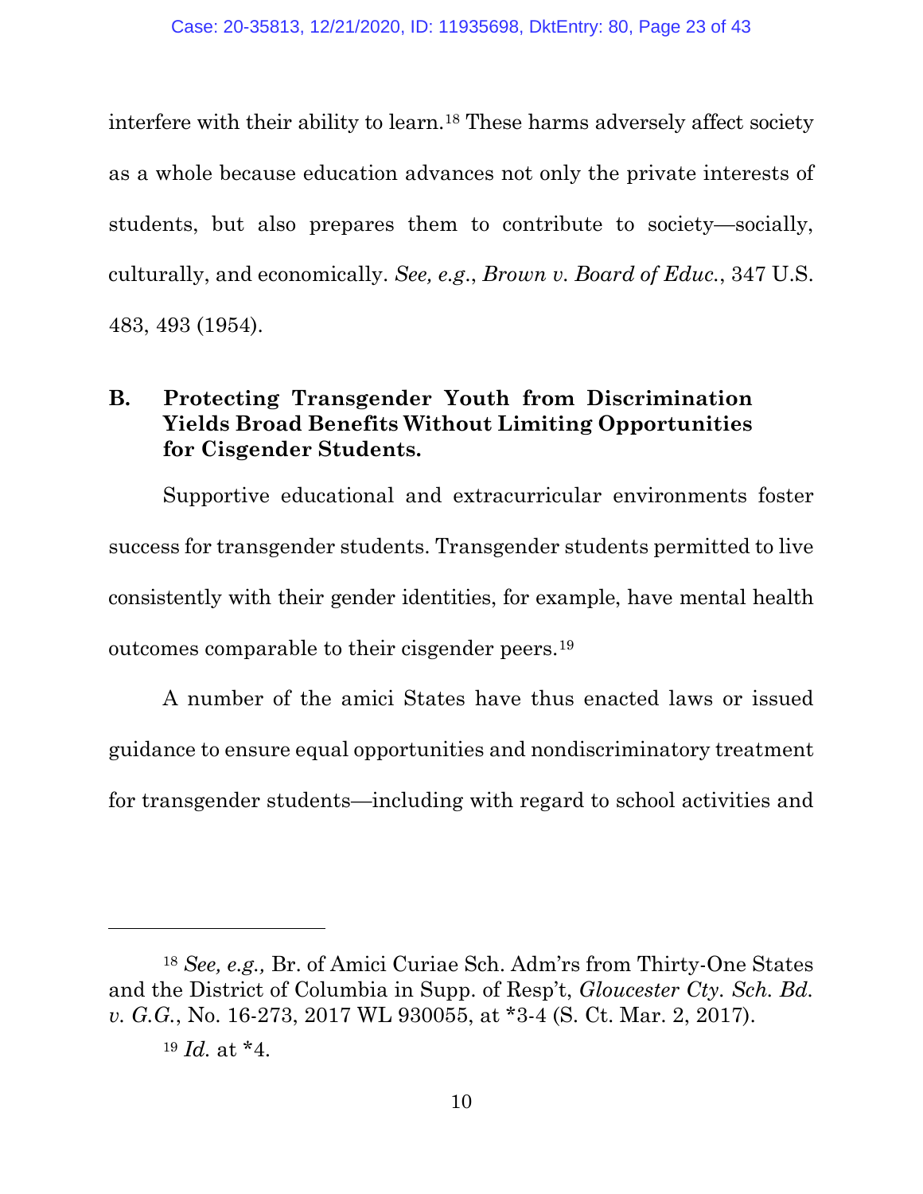interfere with their ability to learn.[18] These harms adversely affect society as a whole because education advances not only the private interests of students, but also prepares them to contribute to society—socially, culturally, and economically. *See, e.g.*, *Brown v. Board of Educ.*, 347 U.S. 483, 493 (1954).

### B. Protecting Transgender Youth from Discrimination Yields Broad Benefits Without Limiting Opportunities for Cisgender Students.

Supportive educational and extracurricular environments foster success for transgender students. Transgender students permitted to live consistently with their gender identities, for example, have mental health outcomes comparable to their cisgender peers.[19]

A number of the amici States have thus enacted laws or issued guidance to ensure equal opportunities and nondiscriminatory treatment for transgender students—including with regard to school activities and

---

[18] *See, e.g.,* Br. of Amici Curiae Sch. Adm'rs from Thirty-One States and the District of Columbia in Supp. of Resp't, *Gloucester Cty. Sch. Bd. v. G.G.*, No. 16-273, 2017 WL 930055, at *3-4 (S. Ct. Mar. 2, 2017).

[19] *Id.* at *4.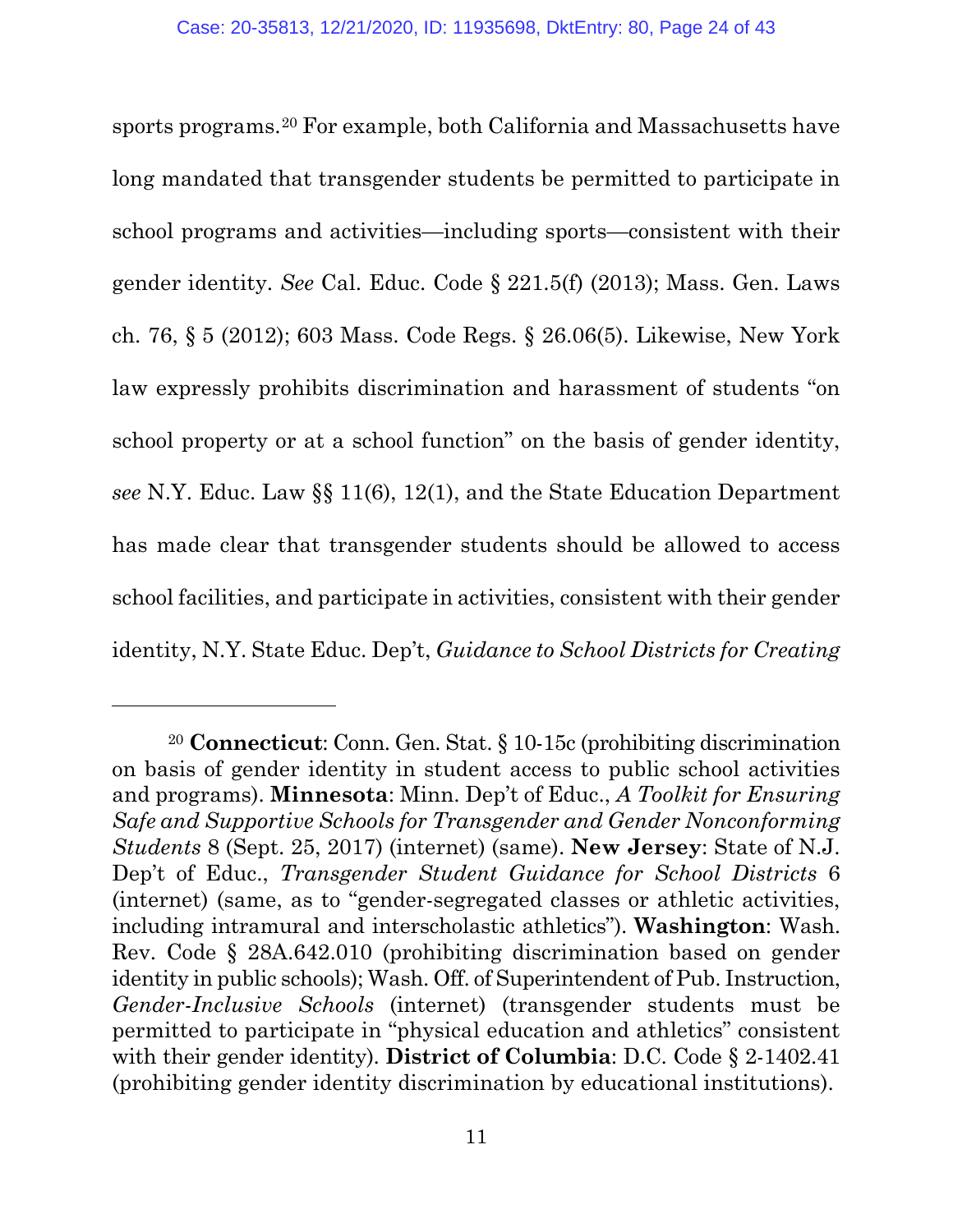sports programs.[20] For example, both California and Massachusetts have long mandated that transgender students be permitted to participate in school programs and activities—including sports—consistent with their gender identity. *See* Cal. Educ. Code § 221.5(f) (2013); Mass. Gen. Laws ch. 76, § 5 (2012); 603 Mass. Code Regs. § 26.06(5). Likewise, New York law expressly prohibits discrimination and harassment of students "on school property or at a school function" on the basis of gender identity, *see* N.Y. Educ. Law §§ 11(6), 12(1), and the State Education Department has made clear that transgender students should be allowed to access school facilities, and participate in activities, consistent with their gender identity, N.Y. State Educ. Dep't, *Guidance to School Districts for Creating*

---

[20] **Connecticut**: Conn. Gen. Stat. § 10-15c (prohibiting discrimination on basis of gender identity in student access to public school activities and programs). **Minnesota**: Minn. Dep't of Educ., *A Toolkit for Ensuring Safe and Supportive Schools for Transgender and Gender Nonconforming Students* 8 (Sept. 25, 2017) (internet) (same). **New Jersey**: State of N.J. Dep't of Educ., *Transgender Student Guidance for School Districts* 6 (internet) (same, as to "gender-segregated classes or athletic activities, including intramural and interscholastic athletics"). **Washington**: Wash. Rev. Code § 28A.642.010 (prohibiting discrimination based on gender identity in public schools); Wash. Off. of Superintendent of Pub. Instruction, *Gender-Inclusive Schools* (internet) (transgender students must be permitted to participate in "physical education and athletics" consistent with their gender identity). **District of Columbia**: D.C. Code § 2-1402.41 (prohibiting gender identity discrimination by educational institutions).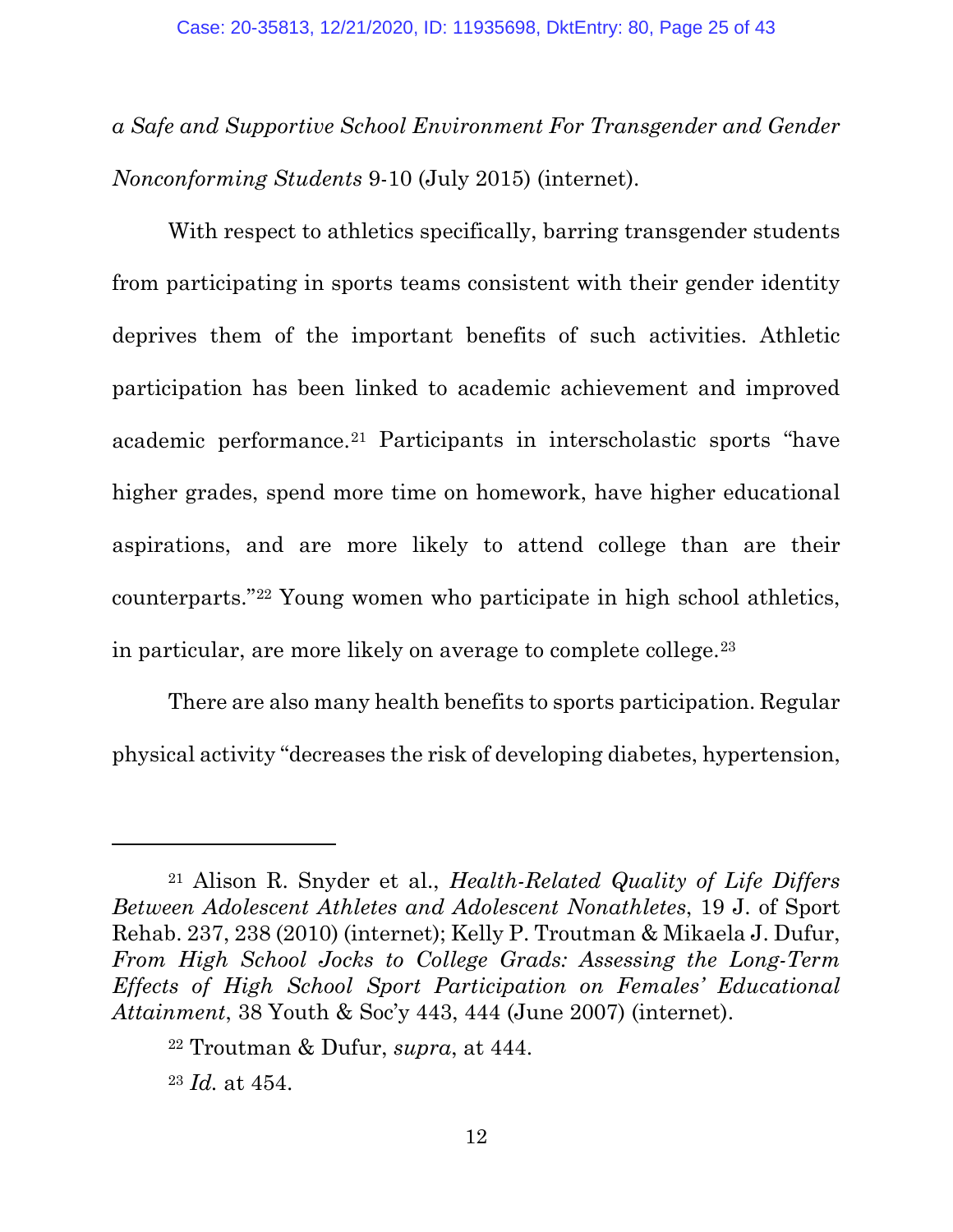*a Safe and Supportive School Environment For Transgender and Gender Nonconforming Students* 9-10 (July 2015) (internet).

With respect to athletics specifically, barring transgender students from participating in sports teams consistent with their gender identity deprives them of the important benefits of such activities. Athletic participation has been linked to academic achievement and improved academic performance.[21] Participants in interscholastic sports "have higher grades, spend more time on homework, have higher educational aspirations, and are more likely to attend college than are their counterparts."[22] Young women who participate in high school athletics, in particular, are more likely on average to complete college.[23]

There are also many health benefits to sports participation. Regular physical activity "decreases the risk of developing diabetes, hypertension,

---

[21] Alison R. Snyder et al., *Health-Related Quality of Life Differs Between Adolescent Athletes and Adolescent Nonathletes*, 19 J. of Sport Rehab. 237, 238 (2010) (internet); Kelly P. Troutman & Mikaela J. Dufur, *From High School Jocks to College Grads: Assessing the Long-Term Effects of High School Sport Participation on Females' Educational Attainment*, 38 Youth & Soc'y 443, 444 (June 2007) (internet).

[22] Troutman & Dufur, *supra*, at 444.

[23] *Id.* at 454.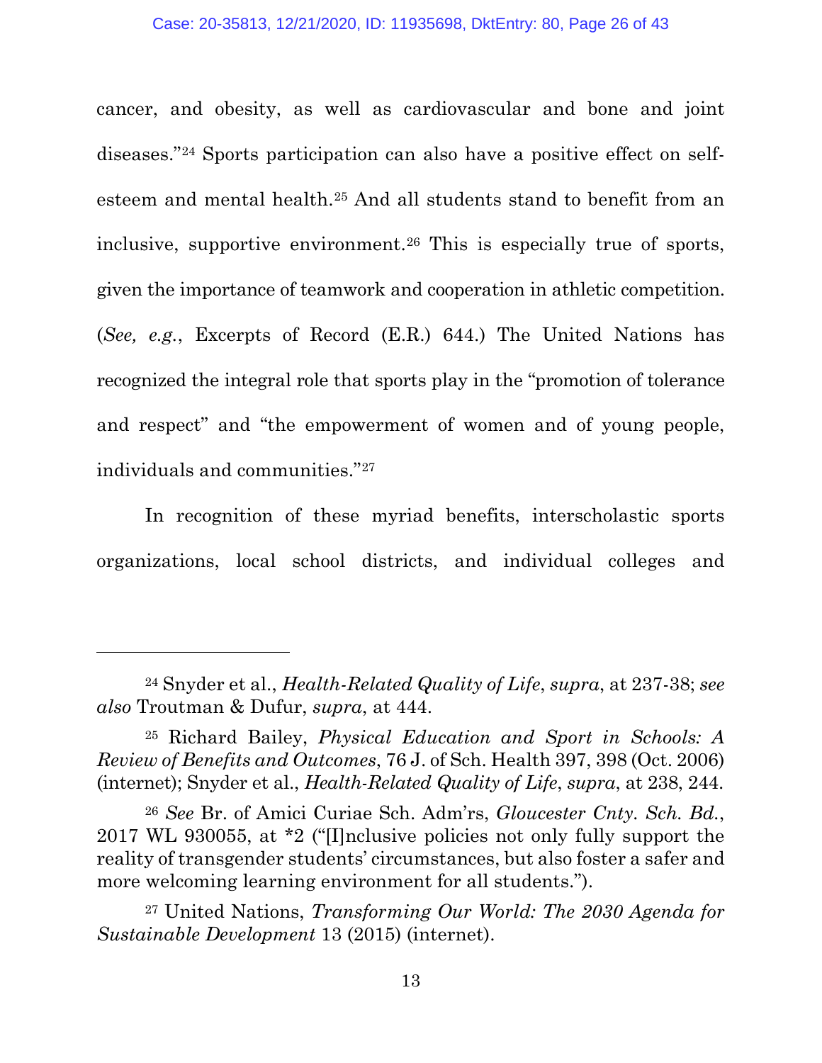cancer, and obesity, as well as cardiovascular and bone and joint diseases."[24] Sports participation can also have a positive effect on self-esteem and mental health.[25] And all students stand to benefit from an inclusive, supportive environment.[26] This is especially true of sports, given the importance of teamwork and cooperation in athletic competition. (*See, e.g.*, Excerpts of Record (E.R.) 644.) The United Nations has recognized the integral role that sports play in the "promotion of tolerance and respect" and "the empowerment of women and of young people, individuals and communities."[27]

In recognition of these myriad benefits, interscholastic sports organizations, local school districts, and individual colleges and

---

[24] Snyder et al., *Health-Related Quality of Life*, *supra*, at 237-38; *see also* Troutman & Dufur, *supra*, at 444.

[25] Richard Bailey, *Physical Education and Sport in Schools: A Review of Benefits and Outcomes*, 76 J. of Sch. Health 397, 398 (Oct. 2006) (internet); Snyder et al., *Health-Related Quality of Life*, *supra*, at 238, 244.

[26] *See* Br. of Amici Curiae Sch. Adm'rs, *Gloucester Cnty. Sch. Bd.*, 2017 WL 930055, at *2 ("[I]nclusive policies not only fully support the reality of transgender students' circumstances, but also foster a safer and more welcoming learning environment for all students.").

[27] United Nations, *Transforming Our World: The 2030 Agenda for Sustainable Development* 13 (2015) (internet).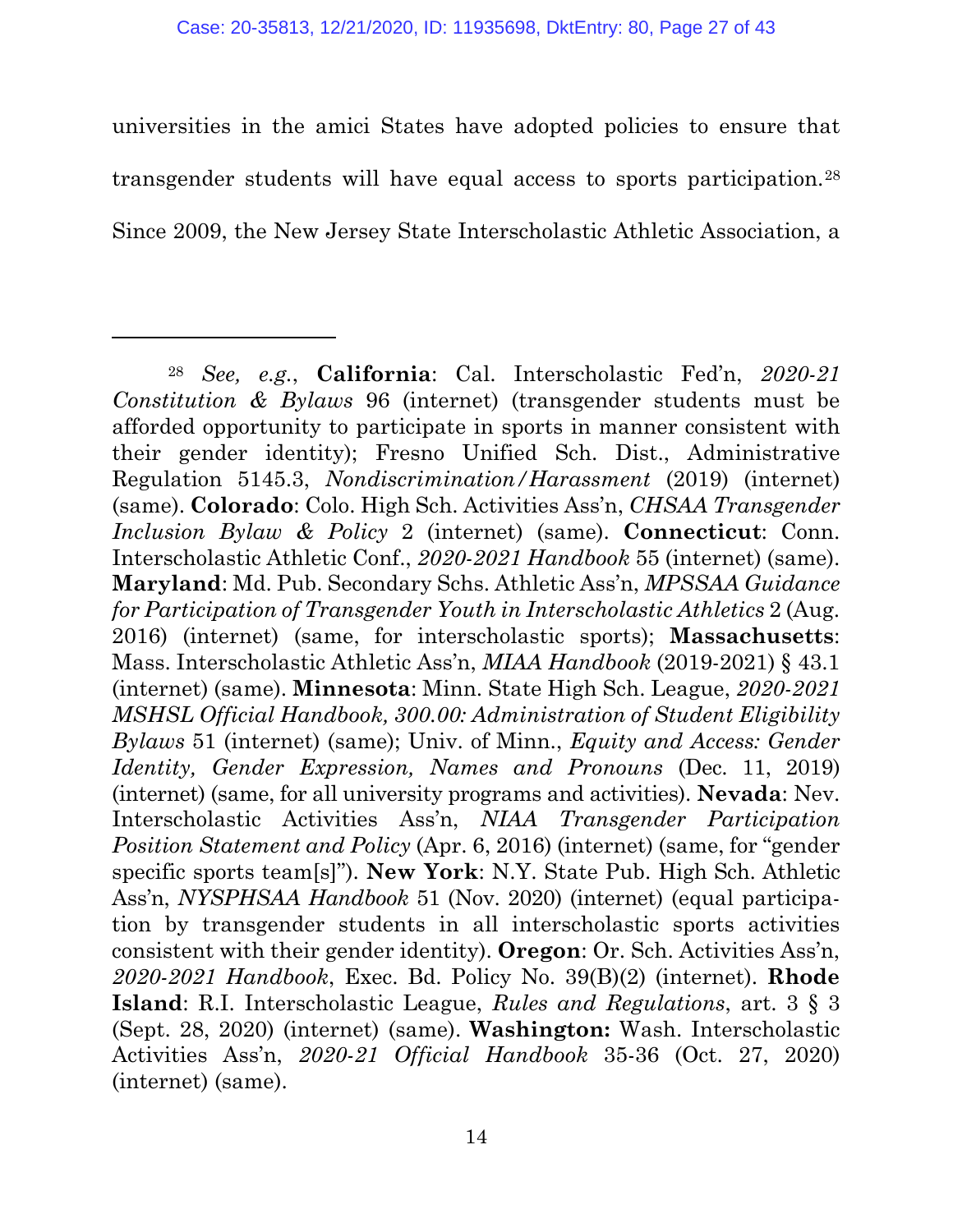universities in the amici States have adopted policies to ensure that transgender students will have equal access to sports participation.[28] Since 2009, the New Jersey State Interscholastic Athletic Association, a

---

[28] *See, e.g.*, **California**: Cal. Interscholastic Fed'n, *2020-21 Constitution & Bylaws* 96 (internet) (transgender students must be afforded opportunity to participate in sports in manner consistent with their gender identity); Fresno Unified Sch. Dist., Administrative Regulation 5145.3, *Nondiscrimination/Harassment* (2019) (internet) (same). **Colorado**: Colo. High Sch. Activities Ass'n, *CHSAA Transgender Inclusion Bylaw & Policy* 2 (internet) (same). **Connecticut**: Conn. Interscholastic Athletic Conf., *2020-2021 Handbook* 55 (internet) (same). **Maryland**: Md. Pub. Secondary Schs. Athletic Ass'n, *MPSSAA Guidance for Participation of Transgender Youth in Interscholastic Athletics* 2 (Aug. 2016) (internet) (same, for interscholastic sports); **Massachusetts**: Mass. Interscholastic Athletic Ass'n, *MIAA Handbook* (2019-2021) § 43.1 (internet) (same). **Minnesota**: Minn. State High Sch. League, *2020-2021 MSHSL Official Handbook, 300.00: Administration of Student Eligibility Bylaws* 51 (internet) (same); Univ. of Minn., *Equity and Access: Gender Identity, Gender Expression, Names and Pronouns* (Dec. 11, 2019) (internet) (same, for all university programs and activities). **Nevada**: Nev. Interscholastic Activities Ass'n, *NIAA Transgender Participation Position Statement and Policy* (Apr. 6, 2016) (internet) (same, for "gender specific sports team[s]"). **New York**: N.Y. State Pub. High Sch. Athletic Ass'n, *NYSPHSAA Handbook* 51 (Nov. 2020) (internet) (equal participation by transgender students in all interscholastic sports activities consistent with their gender identity). **Oregon**: Or. Sch. Activities Ass'n, *2020-2021 Handbook*, Exec. Bd. Policy No. 39(B)(2) (internet). **Rhode Island**: R.I. Interscholastic League, *Rules and Regulations*, art. 3 § 3 (Sept. 28, 2020) (internet) (same). **Washington:** Wash. Interscholastic Activities Ass'n, *2020-21 Official Handbook* 35-36 (Oct. 27, 2020) (internet) (same).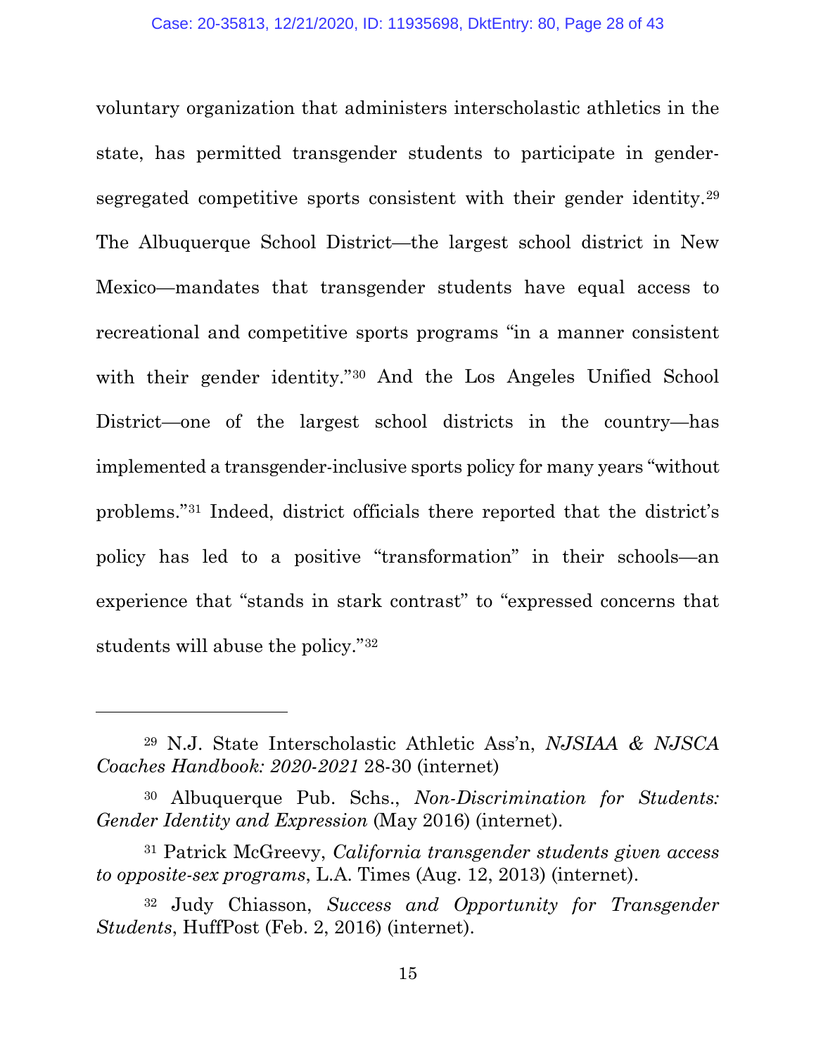voluntary organization that administers interscholastic athletics in the state, has permitted transgender students to participate in gender-segregated competitive sports consistent with their gender identity.[29] The Albuquerque School District—the largest school district in New Mexico—mandates that transgender students have equal access to recreational and competitive sports programs "in a manner consistent with their gender identity."[30] And the Los Angeles Unified School District—one of the largest school districts in the country—has implemented a transgender-inclusive sports policy for many years "without problems."[31] Indeed, district officials there reported that the district's policy has led to a positive "transformation" in their schools—an experience that "stands in stark contrast" to "expressed concerns that students will abuse the policy."[32]

---

[29] N.J. State Interscholastic Athletic Ass'n, *NJSIAA & NJSCA Coaches Handbook: 2020-2021* 28-30 (internet)

[30] Albuquerque Pub. Schs., *Non-Discrimination for Students: Gender Identity and Expression* (May 2016) (internet).

[31] Patrick McGreevy, *California transgender students given access to opposite-sex programs*, L.A. Times (Aug. 12, 2013) (internet).

[32] Judy Chiasson, *Success and Opportunity for Transgender Students*, HuffPost (Feb. 2, 2016) (internet).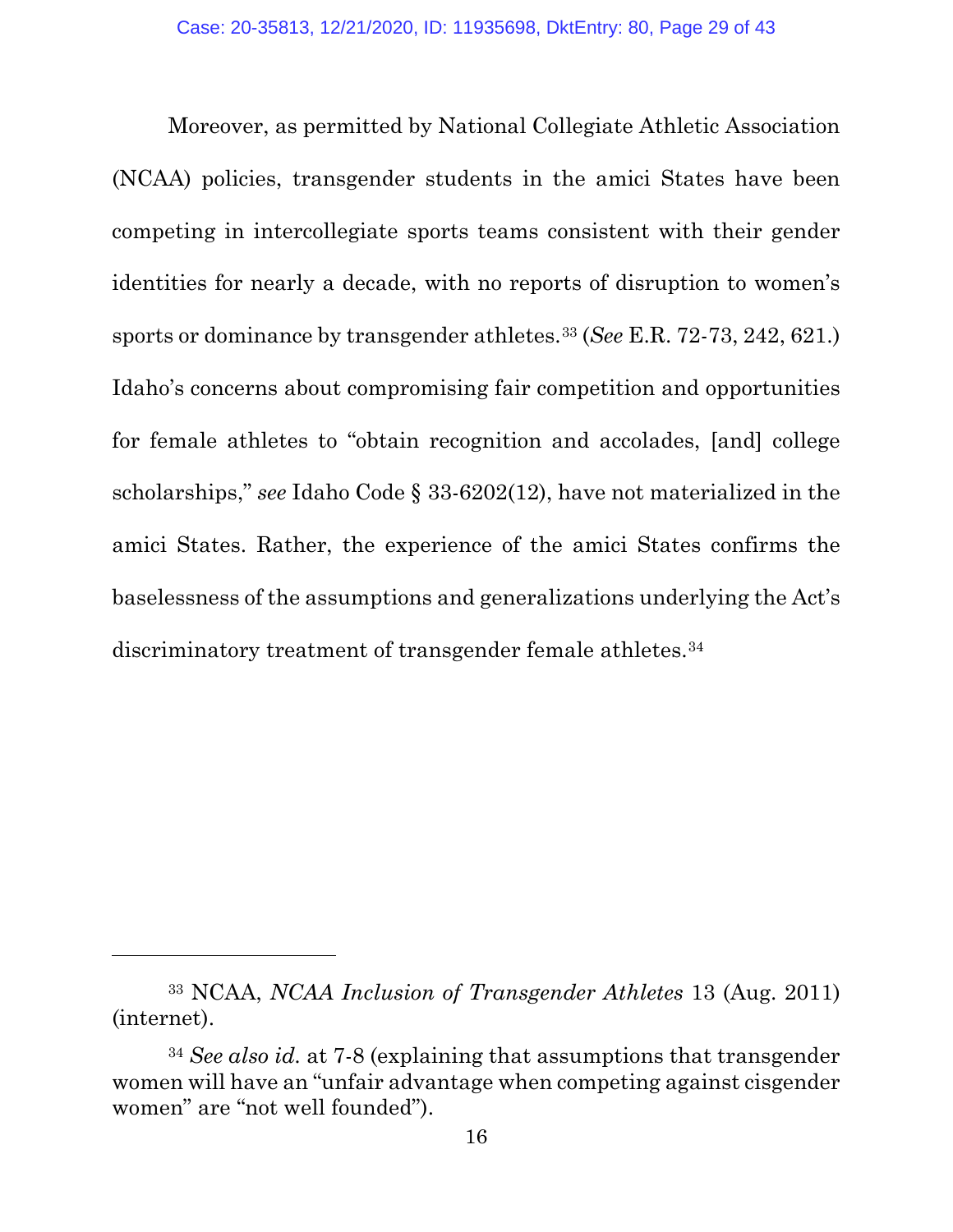Moreover, as permitted by National Collegiate Athletic Association (NCAA) policies, transgender students in the amici States have been competing in intercollegiate sports teams consistent with their gender identities for nearly a decade, with no reports of disruption to women's sports or dominance by transgender athletes.[33] (*See* E.R. 72-73, 242, 621.) Idaho's concerns about compromising fair competition and opportunities for female athletes to "obtain recognition and accolades, [and] college scholarships," *see* Idaho Code § 33-6202(12), have not materialized in the amici States. Rather, the experience of the amici States confirms the baselessness of the assumptions and generalizations underlying the Act's discriminatory treatment of transgender female athletes.[34]

---

[33] NCAA, *NCAA Inclusion of Transgender Athletes* 13 (Aug. 2011) (internet).

[34] *See also id.* at 7-8 (explaining that assumptions that transgender women will have an "unfair advantage when competing against cisgender women" are "not well founded").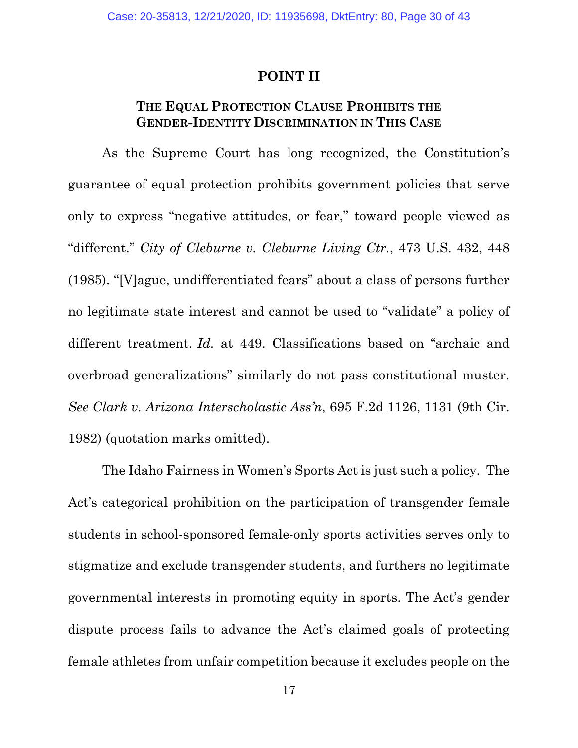## POINT II

### THE EQUAL PROTECTION CLAUSE PROHIBITS THE GENDER-IDENTITY DISCRIMINATION IN THIS CASE

As the Supreme Court has long recognized, the Constitution's guarantee of equal protection prohibits government policies that serve only to express "negative attitudes, or fear," toward people viewed as "different." *City of Cleburne v. Cleburne Living Ctr.*, 473 U.S. 432, 448 (1985). "[V]ague, undifferentiated fears" about a class of persons further no legitimate state interest and cannot be used to "validate" a policy of different treatment. *Id.* at 449. Classifications based on "archaic and overbroad generalizations" similarly do not pass constitutional muster. *See Clark v. Arizona Interscholastic Ass'n*, 695 F.2d 1126, 1131 (9th Cir. 1982) (quotation marks omitted).

The Idaho Fairness in Women's Sports Act is just such a policy. The Act's categorical prohibition on the participation of transgender female students in school-sponsored female-only sports activities serves only to stigmatize and exclude transgender students, and furthers no legitimate governmental interests in promoting equity in sports. The Act's gender dispute process fails to advance the Act's claimed goals of protecting female athletes from unfair competition because it excludes people on the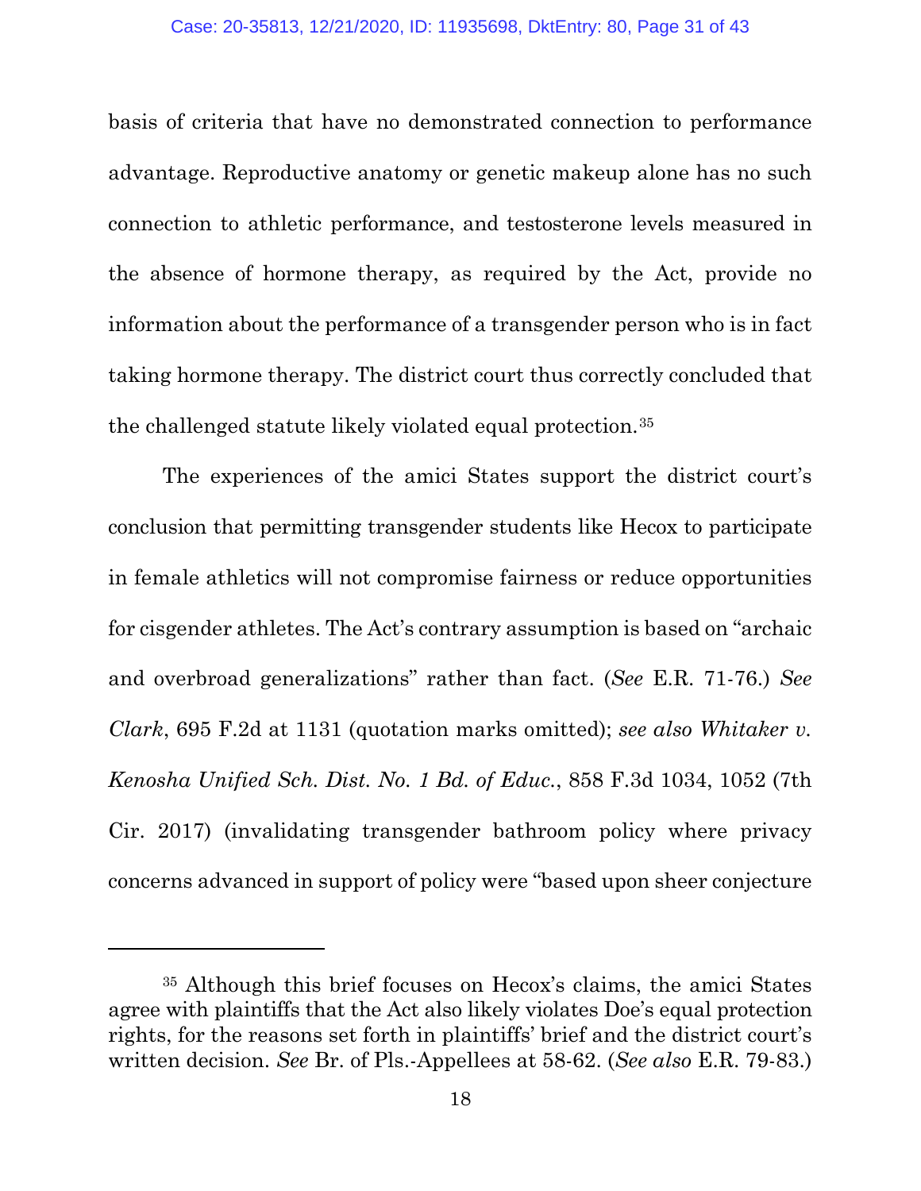basis of criteria that have no demonstrated connection to performance advantage. Reproductive anatomy or genetic makeup alone has no such connection to athletic performance, and testosterone levels measured in the absence of hormone therapy, as required by the Act, provide no information about the performance of a transgender person who is in fact taking hormone therapy. The district court thus correctly concluded that the challenged statute likely violated equal protection.[35]

The experiences of the amici States support the district court's conclusion that permitting transgender students like Hecox to participate in female athletics will not compromise fairness or reduce opportunities for cisgender athletes. The Act's contrary assumption is based on "archaic and overbroad generalizations" rather than fact. (*See* E.R. 71-76.) *See Clark*, 695 F.2d at 1131 (quotation marks omitted); *see also Whitaker v. Kenosha Unified Sch. Dist. No. 1 Bd. of Educ.*, 858 F.3d 1034, 1052 (7th Cir. 2017) (invalidating transgender bathroom policy where privacy concerns advanced in support of policy were "based upon sheer conjecture

---

[35] Although this brief focuses on Hecox's claims, the amici States agree with plaintiffs that the Act also likely violates Doe's equal protection rights, for the reasons set forth in plaintiffs' brief and the district court's written decision. *See* Br. of Pls.-Appellees at 58-62. (*See also* E.R. 79-83.)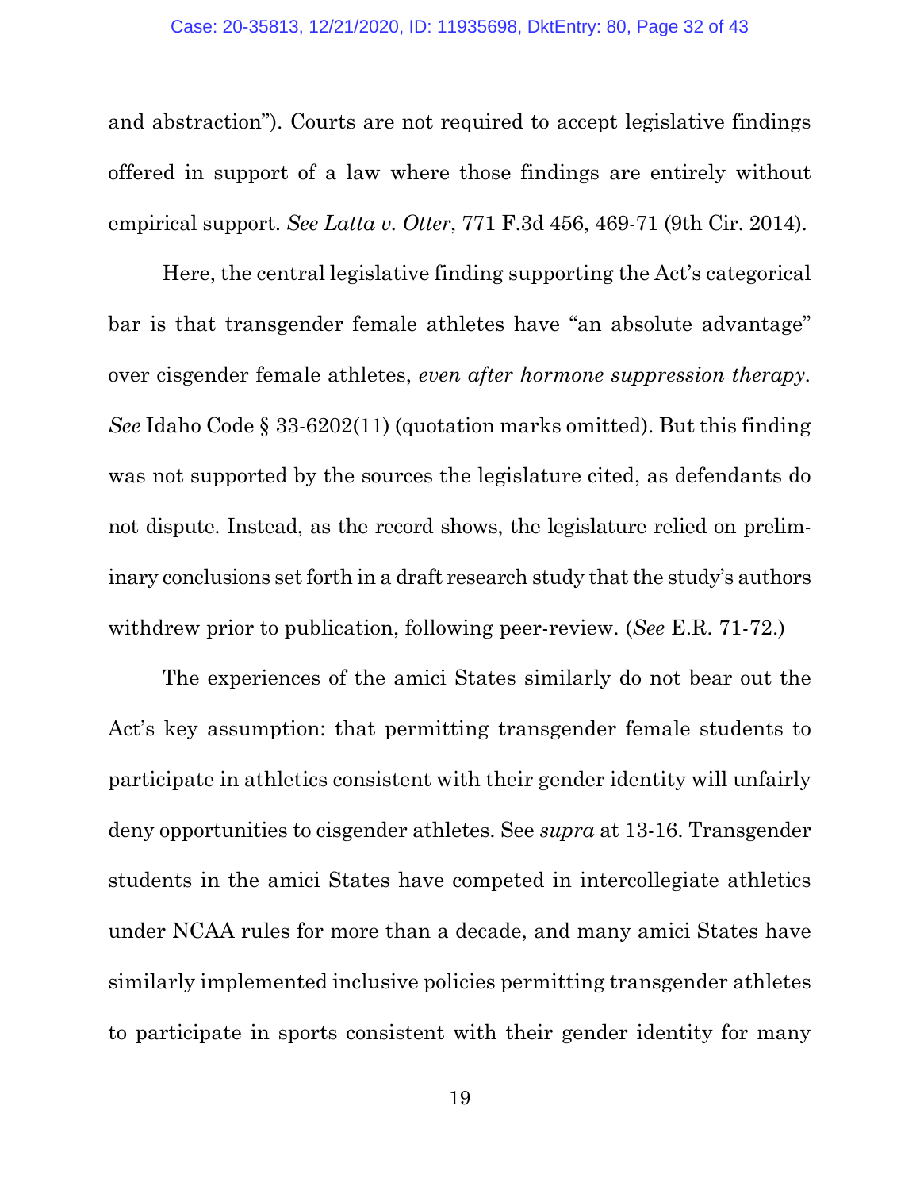and abstraction"). Courts are not required to accept legislative findings offered in support of a law where those findings are entirely without empirical support. *See Latta v. Otter*, 771 F.3d 456, 469-71 (9th Cir. 2014).

Here, the central legislative finding supporting the Act's categorical bar is that transgender female athletes have "an absolute advantage" over cisgender female athletes, *even after hormone suppression therapy*. *See* Idaho Code § 33-6202(11) (quotation marks omitted). But this finding was not supported by the sources the legislature cited, as defendants do not dispute. Instead, as the record shows, the legislature relied on preliminary conclusions set forth in a draft research study that the study's authors withdrew prior to publication, following peer-review. (*See* E.R. 71-72.)

The experiences of the amici States similarly do not bear out the Act's key assumption: that permitting transgender female students to participate in athletics consistent with their gender identity will unfairly deny opportunities to cisgender athletes. See *supra* at 13-16. Transgender students in the amici States have competed in intercollegiate athletics under NCAA rules for more than a decade, and many amici States have similarly implemented inclusive policies permitting transgender athletes to participate in sports consistent with their gender identity for many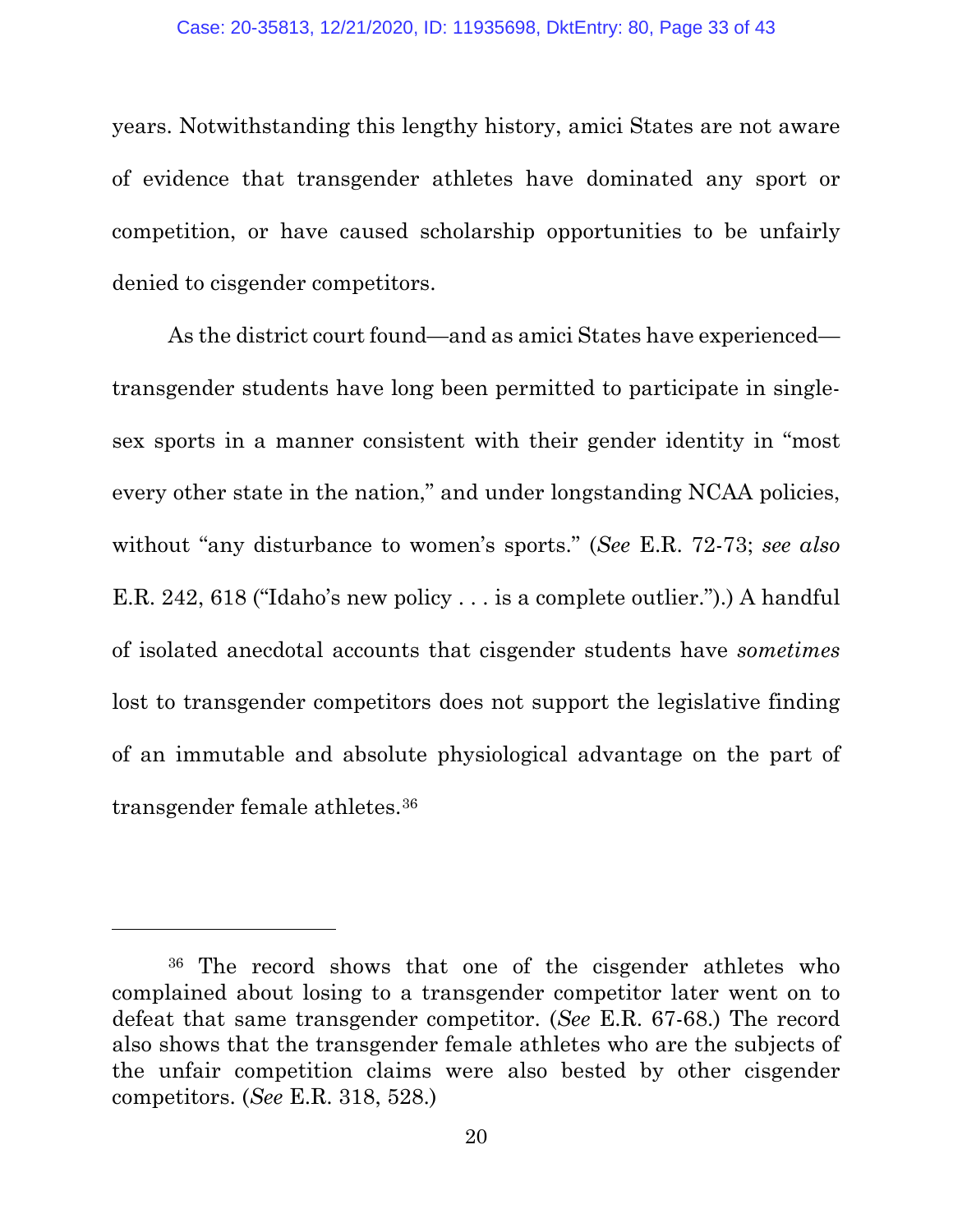years. Notwithstanding this lengthy history, amici States are not aware of evidence that transgender athletes have dominated any sport or competition, or have caused scholarship opportunities to be unfairly denied to cisgender competitors.

As the district court found—and as amici States have experienced—transgender students have long been permitted to participate in single-sex sports in a manner consistent with their gender identity in "most every other state in the nation," and under longstanding NCAA policies, without "any disturbance to women's sports." (*See* E.R. 72-73; *see also* E.R. 242, 618 ("Idaho's new policy . . . is a complete outlier.").) A handful of isolated anecdotal accounts that cisgender students have *sometimes* lost to transgender competitors does not support the legislative finding of an immutable and absolute physiological advantage on the part of transgender female athletes.[36]

---

[36] The record shows that one of the cisgender athletes who complained about losing to a transgender competitor later went on to defeat that same transgender competitor. (*See* E.R. 67-68.) The record also shows that the transgender female athletes who are the subjects of the unfair competition claims were also bested by other cisgender competitors. (*See* E.R. 318, 528.)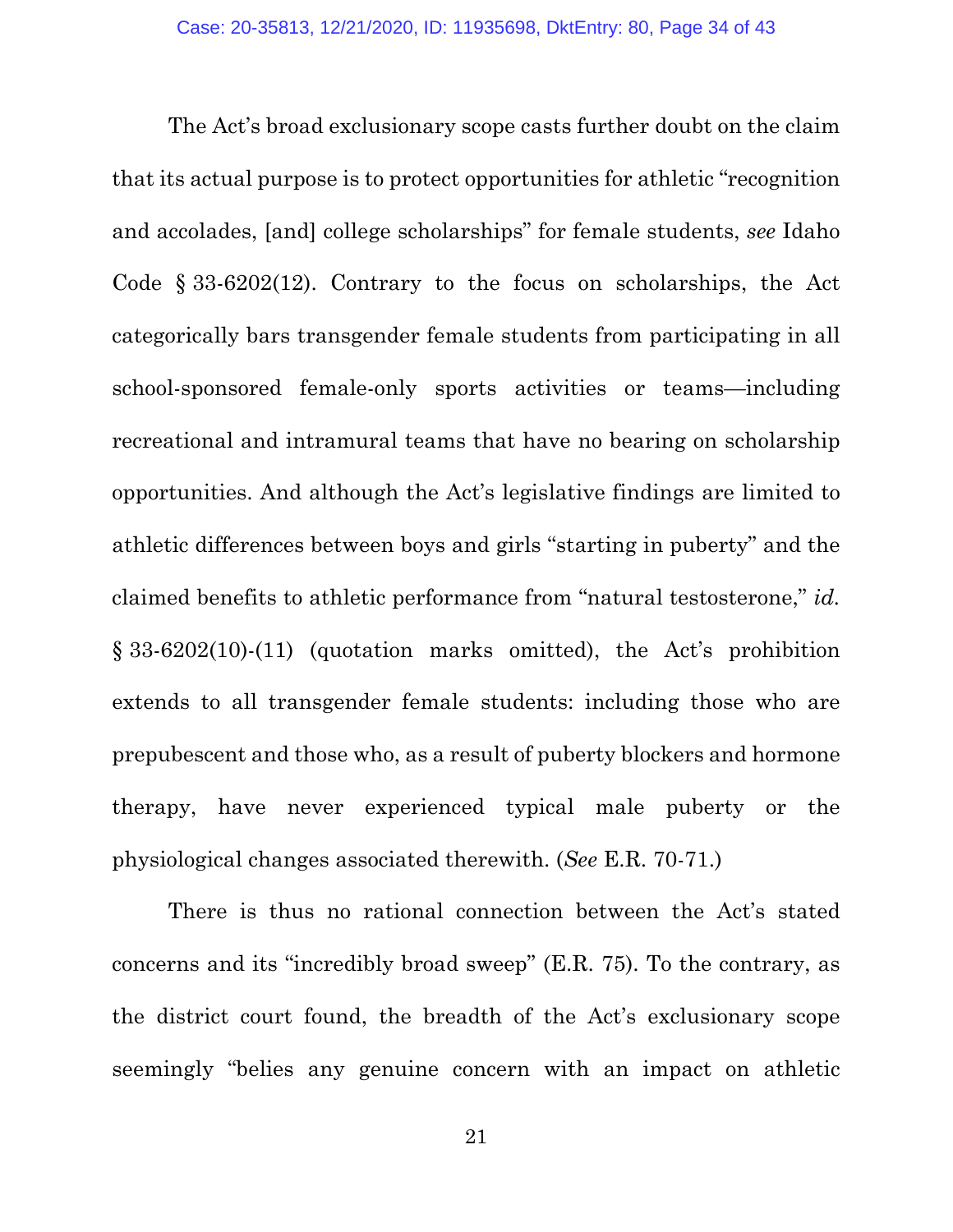The Act's broad exclusionary scope casts further doubt on the claim that its actual purpose is to protect opportunities for athletic "recognition and accolades, [and] college scholarships" for female students, *see* Idaho Code § 33-6202(12). Contrary to the focus on scholarships, the Act categorically bars transgender female students from participating in all school-sponsored female-only sports activities or teams—including recreational and intramural teams that have no bearing on scholarship opportunities. And although the Act's legislative findings are limited to athletic differences between boys and girls "starting in puberty" and the claimed benefits to athletic performance from "natural testosterone," *id.* § 33-6202(10)-(11) (quotation marks omitted), the Act's prohibition extends to all transgender female students: including those who are prepubescent and those who, as a result of puberty blockers and hormone therapy, have never experienced typical male puberty or the physiological changes associated therewith. (*See* E.R. 70-71.)

There is thus no rational connection between the Act's stated concerns and its "incredibly broad sweep" (E.R. 75). To the contrary, as the district court found, the breadth of the Act's exclusionary scope seemingly "belies any genuine concern with an impact on athletic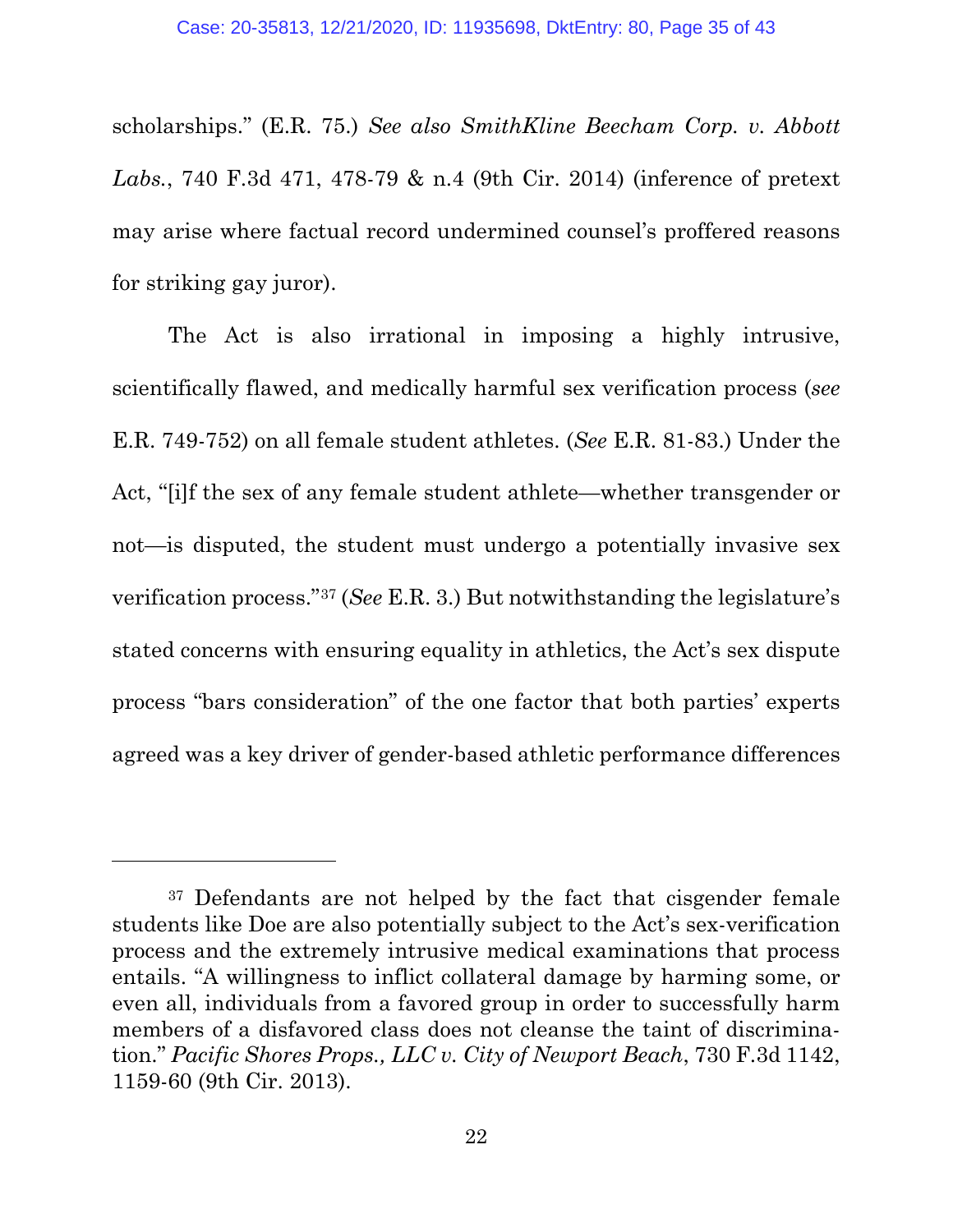scholarships." (E.R. 75.) *See also SmithKline Beecham Corp. v. Abbott Labs.*, 740 F.3d 471, 478-79 & n.4 (9th Cir. 2014) (inference of pretext may arise where factual record undermined counsel's proffered reasons for striking gay juror).

The Act is also irrational in imposing a highly intrusive, scientifically flawed, and medically harmful sex verification process (*see* E.R. 749-752) on all female student athletes. (*See* E.R. 81-83.) Under the Act, "[i]f the sex of any female student athlete—whether transgender or not—is disputed, the student must undergo a potentially invasive sex verification process."[37] (*See* E.R. 3.) But notwithstanding the legislature's stated concerns with ensuring equality in athletics, the Act's sex dispute process "bars consideration" of the one factor that both parties' experts agreed was a key driver of gender-based athletic performance differences

---

[37] Defendants are not helped by the fact that cisgender female students like Doe are also potentially subject to the Act's sex-verification process and the extremely intrusive medical examinations that process entails. "A willingness to inflict collateral damage by harming some, or even all, individuals from a favored group in order to successfully harm members of a disfavored class does not cleanse the taint of discrimination." *Pacific Shores Props., LLC v. City of Newport Beach*, 730 F.3d 1142, 1159-60 (9th Cir. 2013).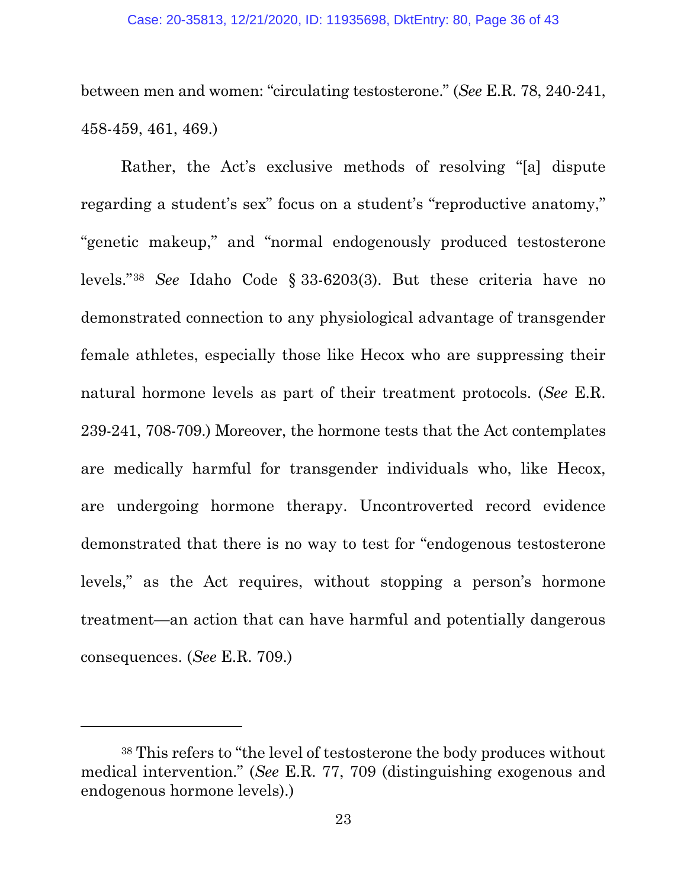between men and women: "circulating testosterone." (*See* E.R. 78, 240-241, 458-459, 461, 469.)

Rather, the Act's exclusive methods of resolving "[a] dispute regarding a student's sex" focus on a student's "reproductive anatomy," "genetic makeup," and "normal endogenously produced testosterone levels."[38] *See* Idaho Code § 33-6203(3). But these criteria have no demonstrated connection to any physiological advantage of transgender female athletes, especially those like Hecox who are suppressing their natural hormone levels as part of their treatment protocols. (*See* E.R. 239-241, 708-709.) Moreover, the hormone tests that the Act contemplates are medically harmful for transgender individuals who, like Hecox, are undergoing hormone therapy. Uncontroverted record evidence demonstrated that there is no way to test for "endogenous testosterone levels," as the Act requires, without stopping a person's hormone treatment—an action that can have harmful and potentially dangerous consequences. (*See* E.R. 709.)

---

[38] This refers to "the level of testosterone the body produces without medical intervention." (*See* E.R. 77, 709 (distinguishing exogenous and endogenous hormone levels).)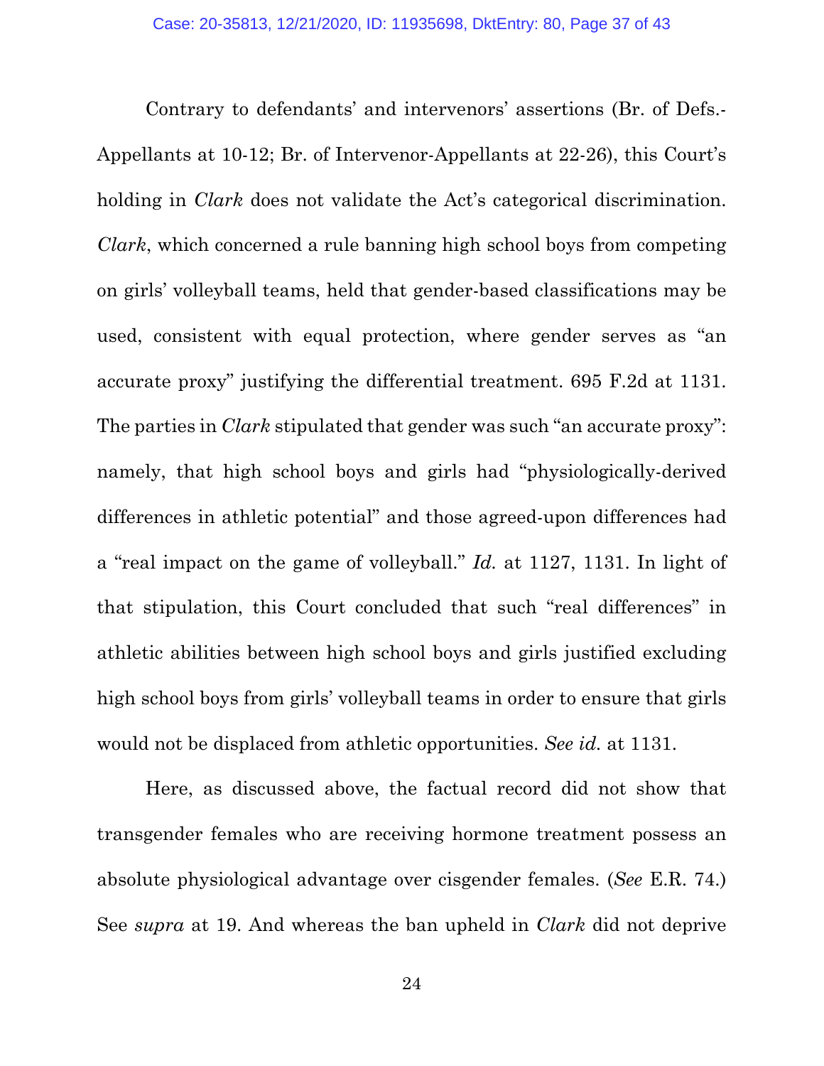Contrary to defendants' and intervenors' assertions (Br. of Defs.-Appellants at 10-12; Br. of Intervenor-Appellants at 22-26), this Court's holding in *Clark* does not validate the Act's categorical discrimination. *Clark*, which concerned a rule banning high school boys from competing on girls' volleyball teams, held that gender-based classifications may be used, consistent with equal protection, where gender serves as "an accurate proxy" justifying the differential treatment. 695 F.2d at 1131. The parties in *Clark* stipulated that gender was such "an accurate proxy": namely, that high school boys and girls had "physiologically-derived differences in athletic potential" and those agreed-upon differences had a "real impact on the game of volleyball." *Id.* at 1127, 1131. In light of that stipulation, this Court concluded that such "real differences" in athletic abilities between high school boys and girls justified excluding high school boys from girls' volleyball teams in order to ensure that girls would not be displaced from athletic opportunities. *See id.* at 1131.

Here, as discussed above, the factual record did not show that transgender females who are receiving hormone treatment possess an absolute physiological advantage over cisgender females. (*See* E.R. 74.) See *supra* at 19. And whereas the ban upheld in *Clark* did not deprive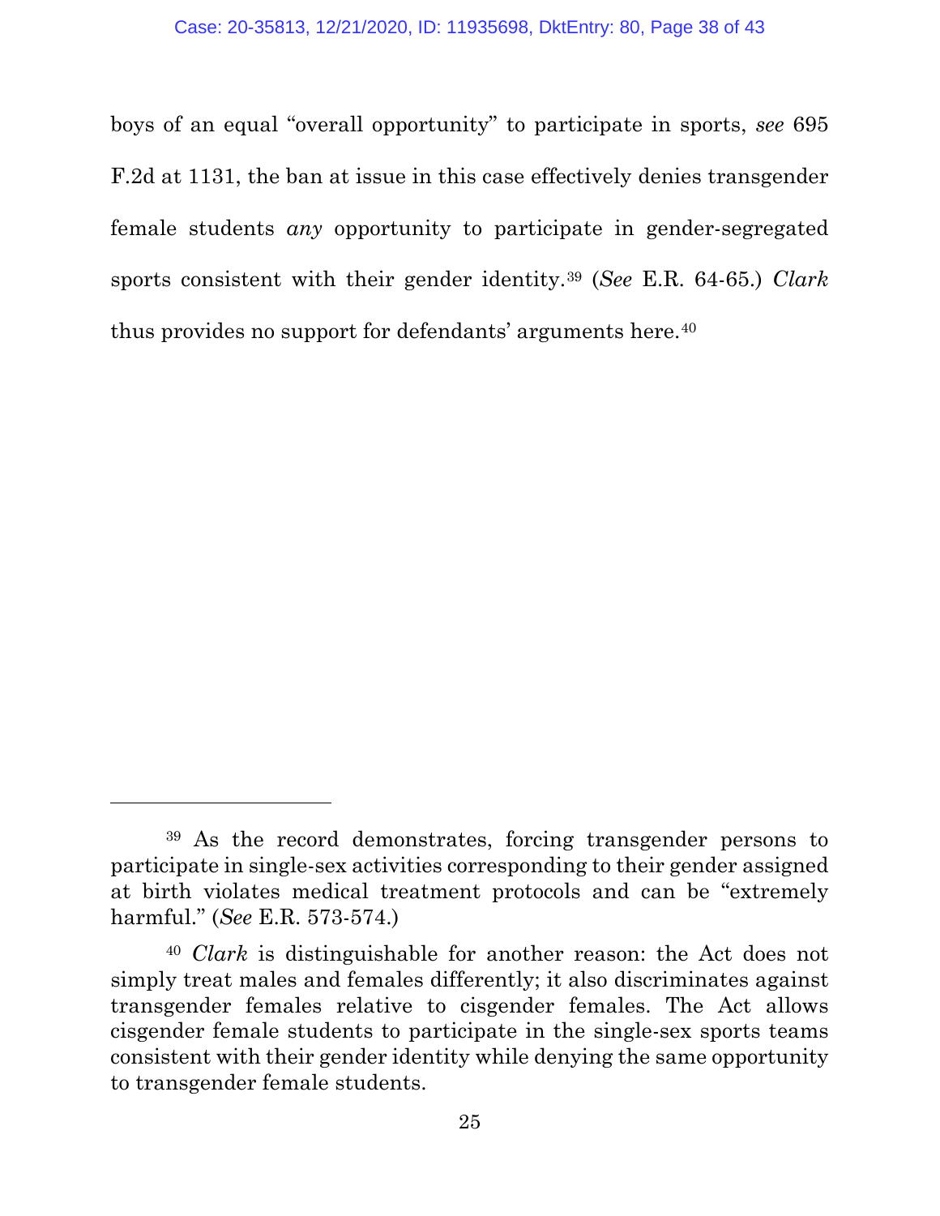boys of an equal "overall opportunity" to participate in sports, *see* 695 F.2d at 1131, the ban at issue in this case effectively denies transgender female students *any* opportunity to participate in gender-segregated sports consistent with their gender identity.[39] (*See* E.R. 64-65.) *Clark* thus provides no support for defendants' arguments here.[40]

---

[39] As the record demonstrates, forcing transgender persons to participate in single-sex activities corresponding to their gender assigned at birth violates medical treatment protocols and can be "extremely harmful." (*See* E.R. 573-574.)

[40] *Clark* is distinguishable for another reason: the Act does not simply treat males and females differently; it also discriminates against transgender females relative to cisgender females. The Act allows cisgender female students to participate in the single-sex sports teams consistent with their gender identity while denying the same opportunity to transgender female students.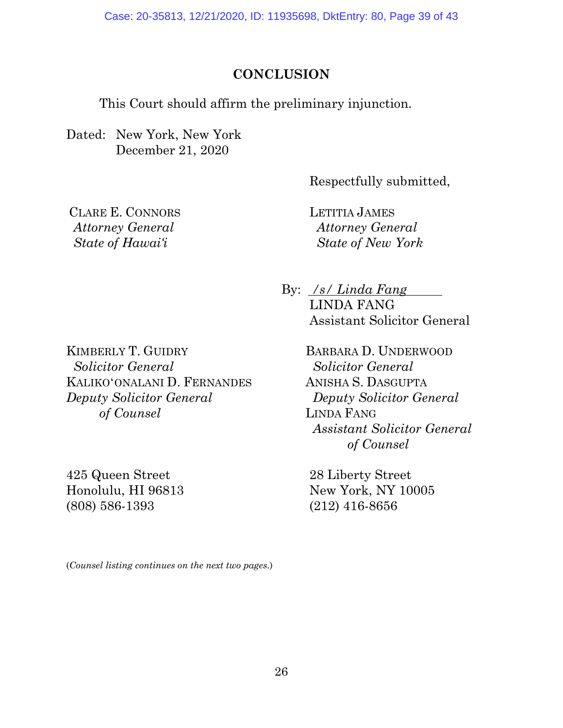## CONCLUSION

This Court should affirm the preliminary injunction.

Dated: New York, New York
December 21, 2020

Respectfully submitted,

LETITIA JAMES
*Attorney General*
*State of New York*

By: */s/ Linda Fang*
LINDA FANG
Assistant Solicitor General

BARBARA D. UNDERWOOD
*Solicitor General*
ANISHA S. DASGUPTA
*Deputy Solicitor General*
LINDA FANG
*Assistant Solicitor General*
*of Counsel*

28 Liberty Street
New York, NY 10005
(212) 416-8656

CLARE E. CONNORS
*Attorney General*
*State of Hawaiʻi*

KIMBERLY T. GUIDRY
*Solicitor General*
KALIKOʻONALANI D. FERNANDES
*Deputy Solicitor General*
*of Counsel*

425 Queen Street
Honolulu, HI 96813
(808) 586-1393

(*Counsel listing continues on the next two pages.*)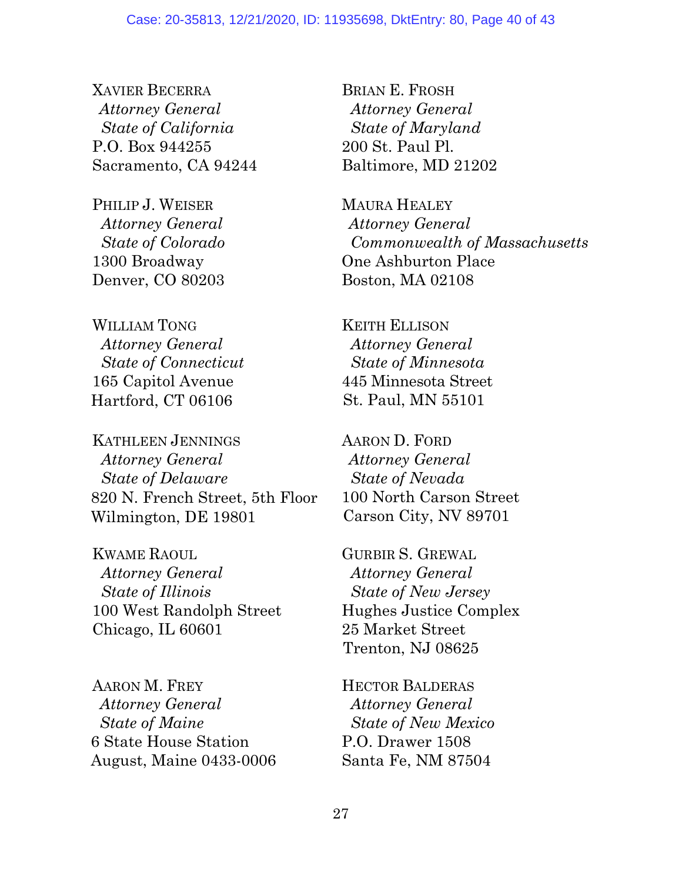XAVIER BECERRA
*Attorney General*
*State of California*
P.O. Box 944255
Sacramento, CA 94244

PHILIP J. WEISER
*Attorney General*
*State of Colorado*
1300 Broadway
Denver, CO 80203

WILLIAM TONG
*Attorney General*
*State of Connecticut*
165 Capitol Avenue
Hartford, CT 06106

KATHLEEN JENNINGS
*Attorney General*
*State of Delaware*
820 N. French Street, 5th Floor
Wilmington, DE 19801

KWAME RAOUL
*Attorney General*
*State of Illinois*
100 West Randolph Street
Chicago, IL 60601

AARON M. FREY
*Attorney General*
*State of Maine*
6 State House Station
August, Maine 0433-0006

BRIAN E. FROSH
*Attorney General*
*State of Maryland*
200 St. Paul Pl.
Baltimore, MD 21202

MAURA HEALEY
*Attorney General*
*Commonwealth of Massachusetts*
One Ashburton Place
Boston, MA 02108

KEITH ELLISON
*Attorney General*
*State of Minnesota*
445 Minnesota Street
St. Paul, MN 55101

AARON D. FORD
*Attorney General*
*State of Nevada*
100 North Carson Street
Carson City, NV 89701

GURBIR S. GREWAL
*Attorney General*
*State of New Jersey*
Hughes Justice Complex
25 Market Street
Trenton, NJ 08625

HECTOR BALDERAS
*Attorney General*
*State of New Mexico*
P.O. Drawer 1508
Santa Fe, NM 87504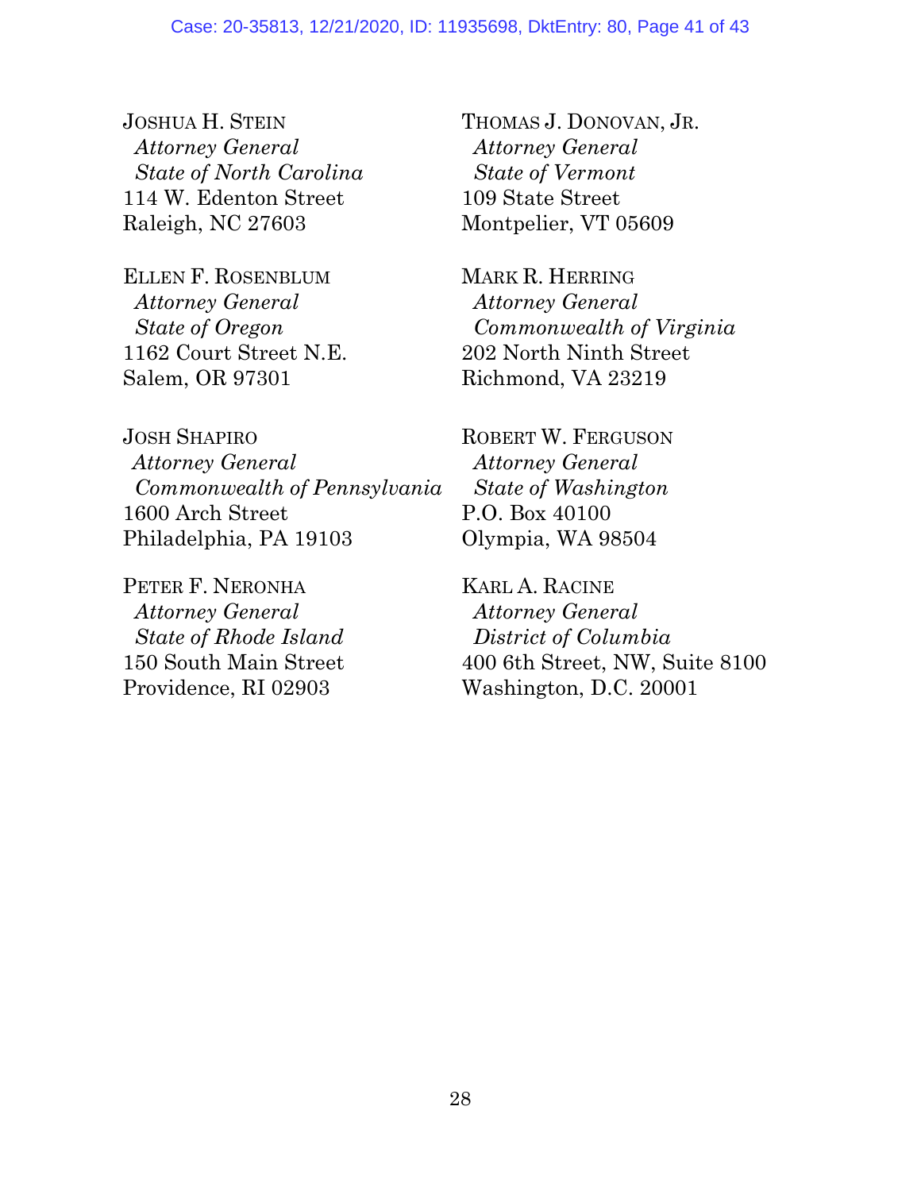JOSHUA H. STEIN
*Attorney General*
*State of North Carolina*
114 W. Edenton Street
Raleigh, NC 27603

ELLEN F. ROSENBLUM
*Attorney General*
*State of Oregon*
1162 Court Street N.E.
Salem, OR 97301

JOSH SHAPIRO
*Attorney General*
*Commonwealth of Pennsylvania*
1600 Arch Street
Philadelphia, PA 19103

PETER F. NERONHA
*Attorney General*
*State of Rhode Island*
150 South Main Street
Providence, RI 02903

THOMAS J. DONOVAN, JR.
*Attorney General*
*State of Vermont*
109 State Street
Montpelier, VT 05609

MARK R. HERRING
*Attorney General*
*Commonwealth of Virginia*
202 North Ninth Street
Richmond, VA 23219

ROBERT W. FERGUSON
*Attorney General*
*State of Washington*
P.O. Box 40100
Olympia, WA 98504

KARL A. RACINE
*Attorney General*
*District of Columbia*
400 6th Street, NW, Suite 8100
Washington, D.C. 20001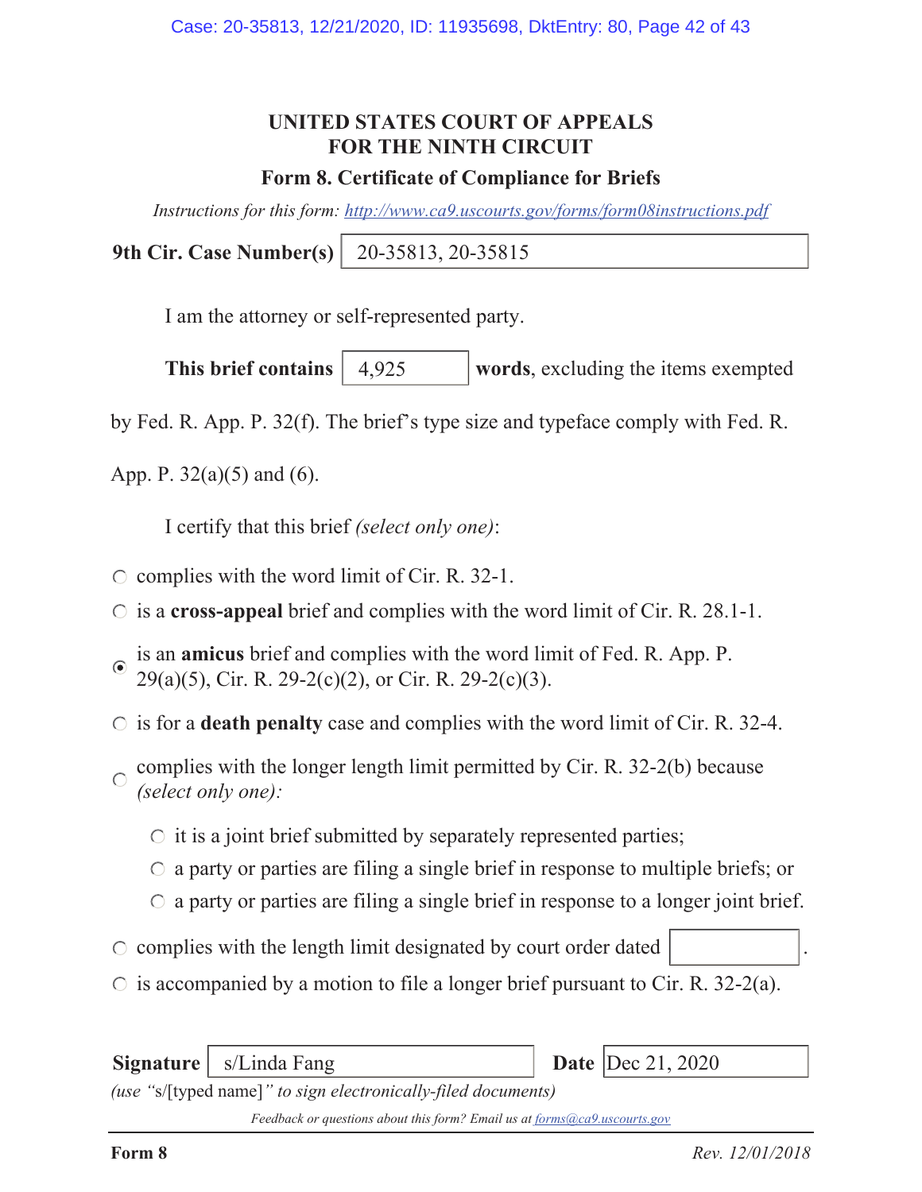# UNITED STATES COURT OF APPEALS
# FOR THE NINTH CIRCUIT

## Form 8. Certificate of Compliance for Briefs

*Instructions for this form: http://www.ca9.uscourts.gov/forms/form08instructions.pdf*

**9th Cir. Case Number(s)** 20-35813, 20-35815

I am the attorney or self-represented party.

**This brief contains** 4,925 **words**, excluding the items exempted by Fed. R. App. P. 32(f). The brief's type size and typeface comply with Fed. R. App. P. 32(a)(5) and (6).

I certify that this brief *(select only one)*:

- ○ complies with the word limit of Cir. R. 32-1.
- ○ is a **cross-appeal** brief and complies with the word limit of Cir. R. 28.1-1.
- ◉ is an **amicus** brief and complies with the word limit of Fed. R. App. P. 29(a)(5), Cir. R. 29-2(c)(2), or Cir. R. 29-2(c)(3).
- ○ is for a **death penalty** case and complies with the word limit of Cir. R. 32-4.
- ○ complies with the longer length limit permitted by Cir. R. 32-2(b) because *(select only one):*
  - ○ it is a joint brief submitted by separately represented parties;
  - ○ a party or parties are filing a single brief in response to multiple briefs; or
  - ○ a party or parties are filing a single brief in response to a longer joint brief.
- ○ complies with the length limit designated by court order dated ________.
- ○ is accompanied by a motion to file a longer brief pursuant to Cir. R. 32-2(a).

**Signature** s/Linda Fang **Date** Dec 21, 2020

*(use "*s/[typed name]*" to sign electronically-filed documents)*

*Feedback or questions about this form? Email us at forms@ca9.uscourts.gov*

**Form 8** *Rev. 12/01/2018*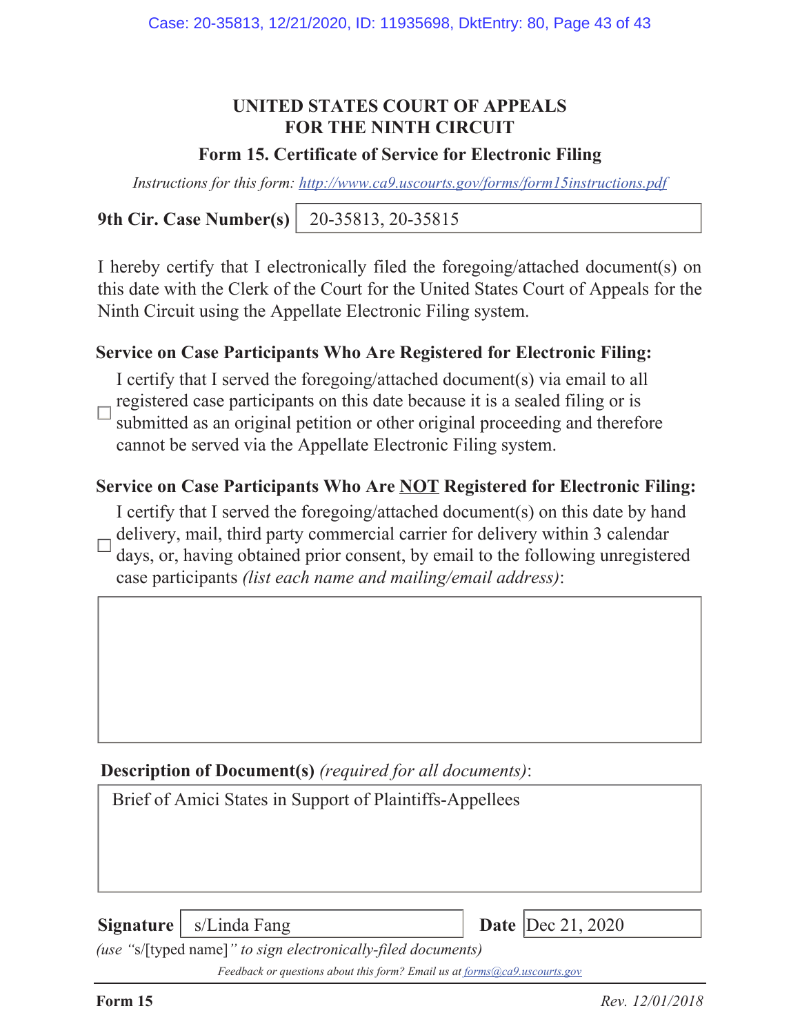## UNITED STATES COURT OF APPEALS FOR THE NINTH CIRCUIT

### Form 15. Certificate of Service for Electronic Filing

*Instructions for this form: http://www.ca9.uscourts.gov/forms/form15instructions.pdf*

**9th Cir. Case Number(s)** 20-35813, 20-35815

I hereby certify that I electronically filed the foregoing/attached document(s) on this date with the Clerk of the Court for the United States Court of Appeals for the Ninth Circuit using the Appellate Electronic Filing system.

**Service on Case Participants Who Are Registered for Electronic Filing:**

☐ I certify that I served the foregoing/attached document(s) via email to all registered case participants on this date because it is a sealed filing or is submitted as an original petition or other original proceeding and therefore cannot be served via the Appellate Electronic Filing system.

**Service on Case Participants Who Are NOT Registered for Electronic Filing:**

☐ I certify that I served the foregoing/attached document(s) on this date by hand delivery, mail, third party commercial carrier for delivery within 3 calendar days, or, having obtained prior consent, by email to the following unregistered case participants *(list each name and mailing/email address)*:

**Description of Document(s)** *(required for all documents)*:

Brief of Amici States in Support of Plaintiffs-Appellees

**Signature** s/Linda Fang **Date** Dec 21, 2020

*(use "s/[typed name]" to sign electronically-filed documents)*

*Feedback or questions about this form? Email us at forms@ca9.uscourts.gov*

**Form 15** *Rev. 12/01/2018*